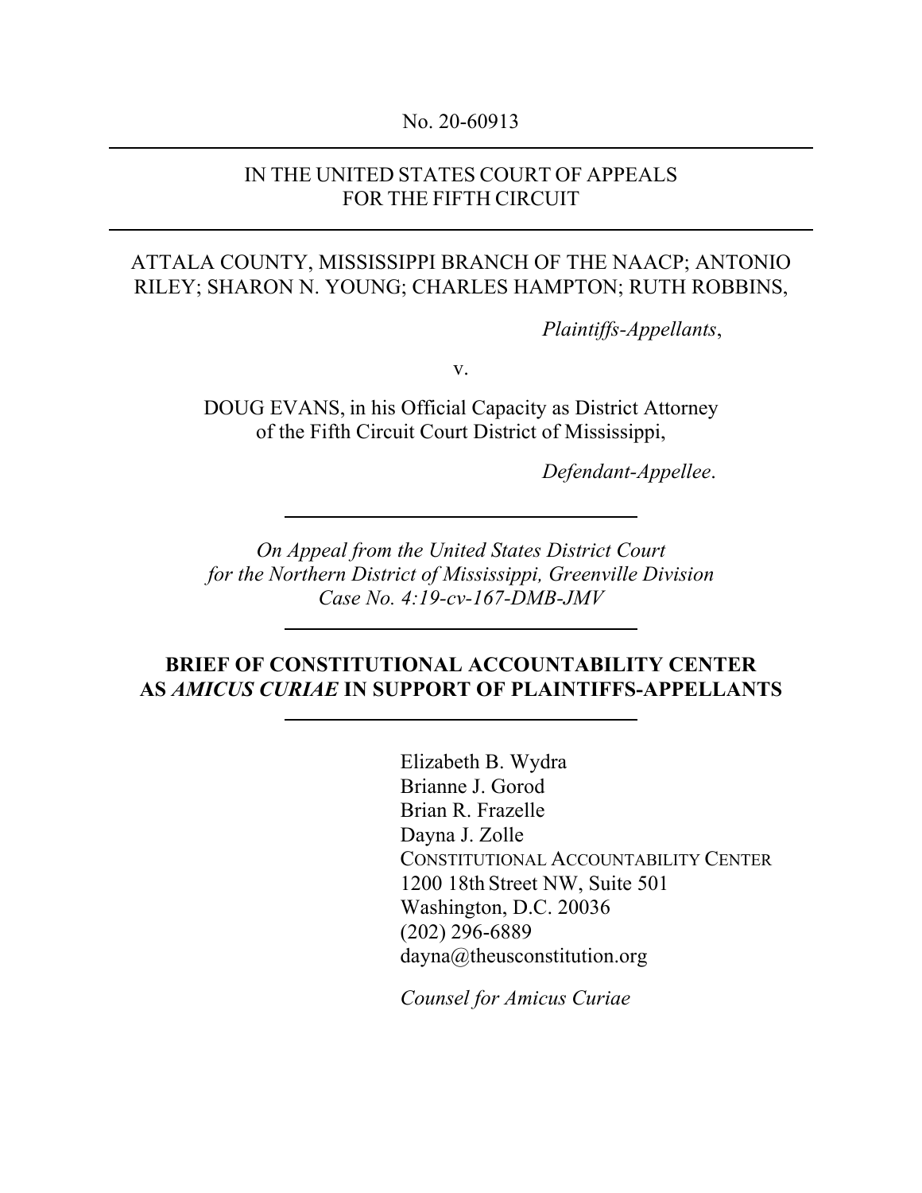No. 20-60913

---

IN THE UNITED STATES COURT OF APPEALS
FOR THE FIFTH CIRCUIT

---

ATTALA COUNTY, MISSISSIPPI BRANCH OF THE NAACP; ANTONIO RILEY; SHARON N. YOUNG; CHARLES HAMPTON; RUTH ROBBINS,

*Plaintiffs-Appellants*,

v.

DOUG EVANS, in his Official Capacity as District Attorney of the Fifth Circuit Court District of Mississippi,

*Defendant-Appellee*.

---

*On Appeal from the United States District Court for the Northern District of Mississippi, Greenville Division*
*Case No. 4:19-cv-167-DMB-JMV*

---

**BRIEF OF CONSTITUTIONAL ACCOUNTABILITY CENTER AS *AMICUS CURIAE* IN SUPPORT OF PLAINTIFFS-APPELLANTS**

---

Elizabeth B. Wydra
Brianne J. Gorod
Brian R. Frazelle
Dayna J. Zolle
CONSTITUTIONAL ACCOUNTABILITY CENTER
1200 18th Street NW, Suite 501
Washington, D.C. 20036
(202) 296-6889
dayna@theusconstitution.org

*Counsel for Amicus Curiae*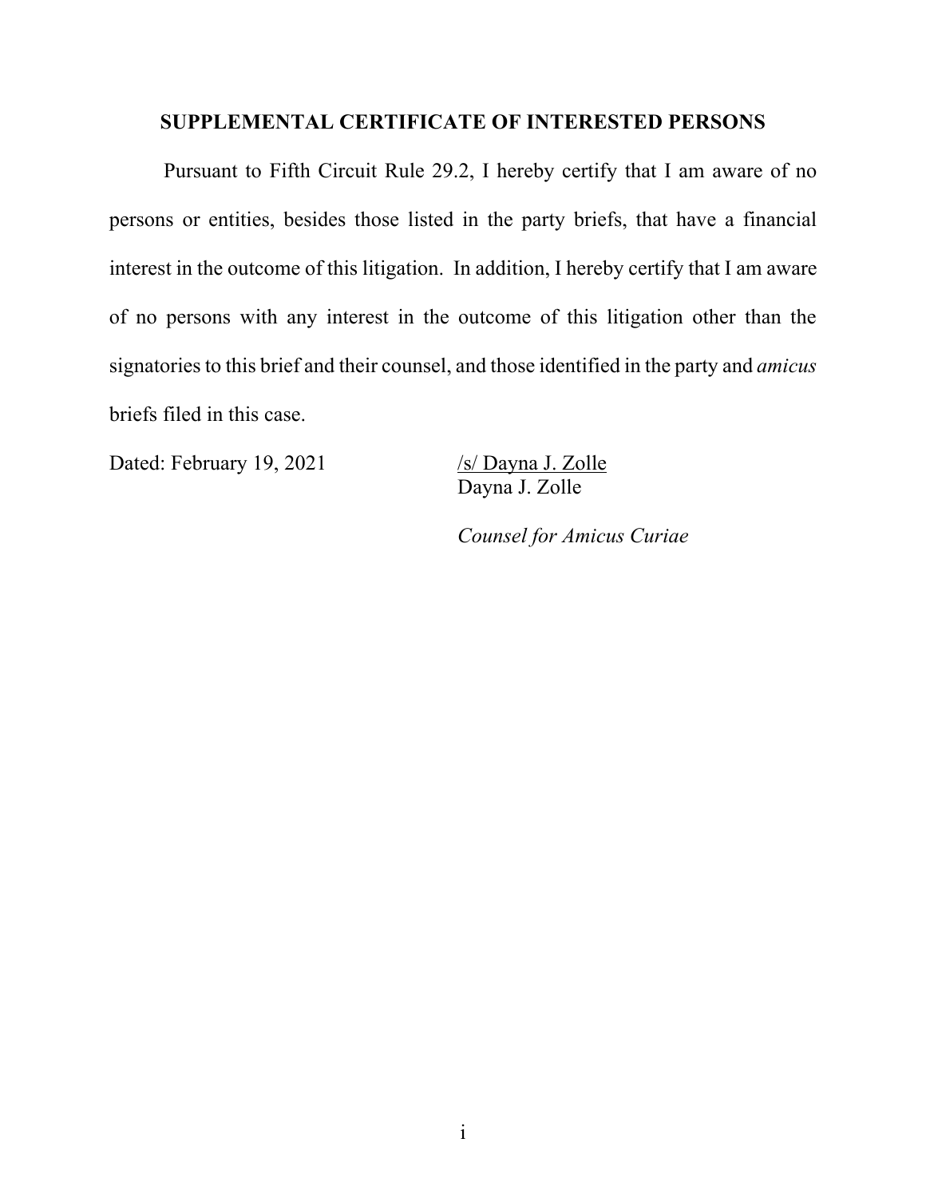## SUPPLEMENTAL CERTIFICATE OF INTERESTED PERSONS

Pursuant to Fifth Circuit Rule 29.2, I hereby certify that I am aware of no persons or entities, besides those listed in the party briefs, that have a financial interest in the outcome of this litigation. In addition, I hereby certify that I am aware of no persons with any interest in the outcome of this litigation other than the signatories to this brief and their counsel, and those identified in the party and *amicus* briefs filed in this case.

Dated: February 19, 2021

/s/ Dayna J. Zolle
Dayna J. Zolle

*Counsel for Amicus Curiae*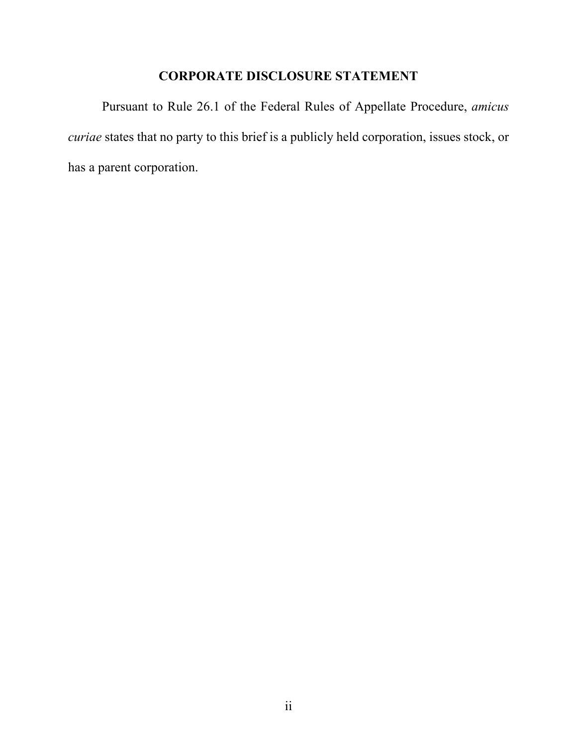# CORPORATE DISCLOSURE STATEMENT

Pursuant to Rule 26.1 of the Federal Rules of Appellate Procedure, *amicus curiae* states that no party to this brief is a publicly held corporation, issues stock, or has a parent corporation.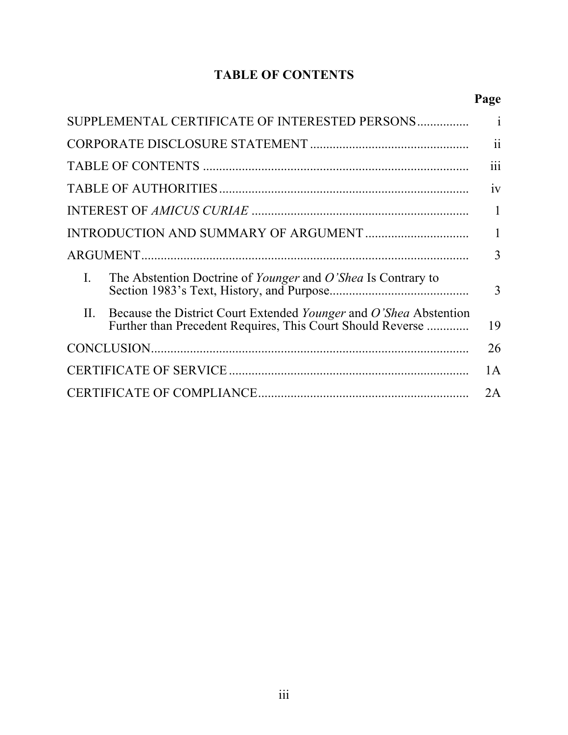# TABLE OF CONTENTS

| | Page |
|---|---|
| SUPPLEMENTAL CERTIFICATE OF INTERESTED PERSONS | i |
| CORPORATE DISCLOSURE STATEMENT | ii |
| TABLE OF CONTENTS | iii |
| TABLE OF AUTHORITIES | iv |
| INTEREST OF *AMICUS CURIAE* | 1 |
| INTRODUCTION AND SUMMARY OF ARGUMENT | 1 |
| ARGUMENT | 3 |
| I. The Abstention Doctrine of *Younger* and *O'Shea* Is Contrary to Section 1983's Text, History, and Purpose | 3 |
| II. Because the District Court Extended *Younger* and *O'Shea* Abstention Further than Precedent Requires, This Court Should Reverse | 19 |
| CONCLUSION | 26 |
| CERTIFICATE OF SERVICE | 1A |
| CERTIFICATE OF COMPLIANCE | 2A |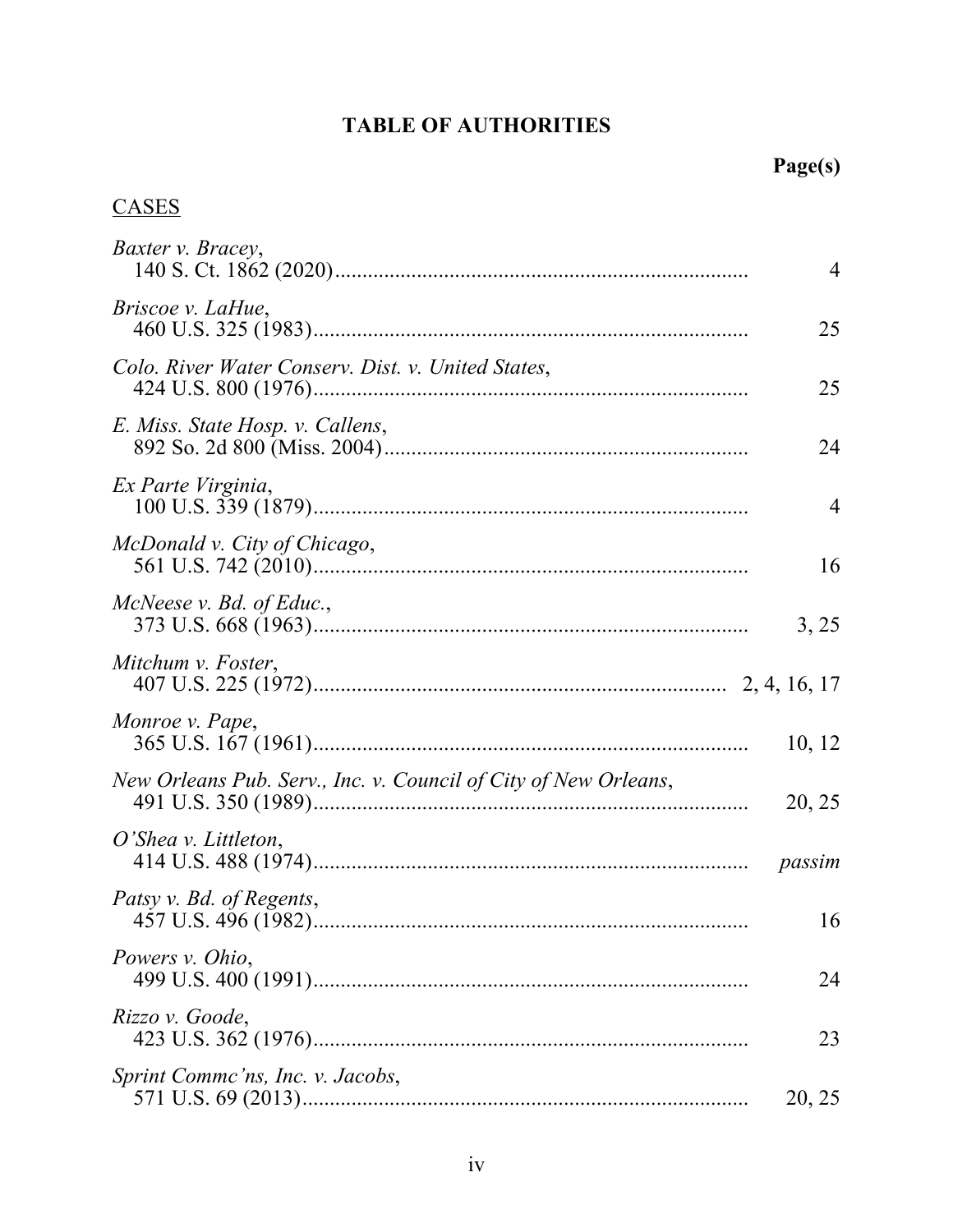# TABLE OF AUTHORITIES

**Page(s)**

CASES

*Baxter v. Bracey*,
140 S. Ct. 1862 (2020) .......... 4

*Briscoe v. LaHue*,
460 U.S. 325 (1983) .......... 25

*Colo. River Water Conserv. Dist. v. United States*,
424 U.S. 800 (1976) .......... 25

*E. Miss. State Hosp. v. Callens*,
892 So. 2d 800 (Miss. 2004) .......... 24

*Ex Parte Virginia*,
100 U.S. 339 (1879) .......... 4

*McDonald v. City of Chicago*,
561 U.S. 742 (2010) .......... 16

*McNeese v. Bd. of Educ.*,
373 U.S. 668 (1963) .......... 3, 25

*Mitchum v. Foster*,
407 U.S. 225 (1972) .......... 2, 4, 16, 17

*Monroe v. Pape*,
365 U.S. 167 (1961) .......... 10, 12

*New Orleans Pub. Serv., Inc. v. Council of City of New Orleans*,
491 U.S. 350 (1989) .......... 20, 25

*O'Shea v. Littleton*,
414 U.S. 488 (1974) .......... *passim*

*Patsy v. Bd. of Regents*,
457 U.S. 496 (1982) .......... 16

*Powers v. Ohio*,
499 U.S. 400 (1991) .......... 24

*Rizzo v. Goode*,
423 U.S. 362 (1976) .......... 23

*Sprint Commc'ns, Inc. v. Jacobs*,
571 U.S. 69 (2013) .......... 20, 25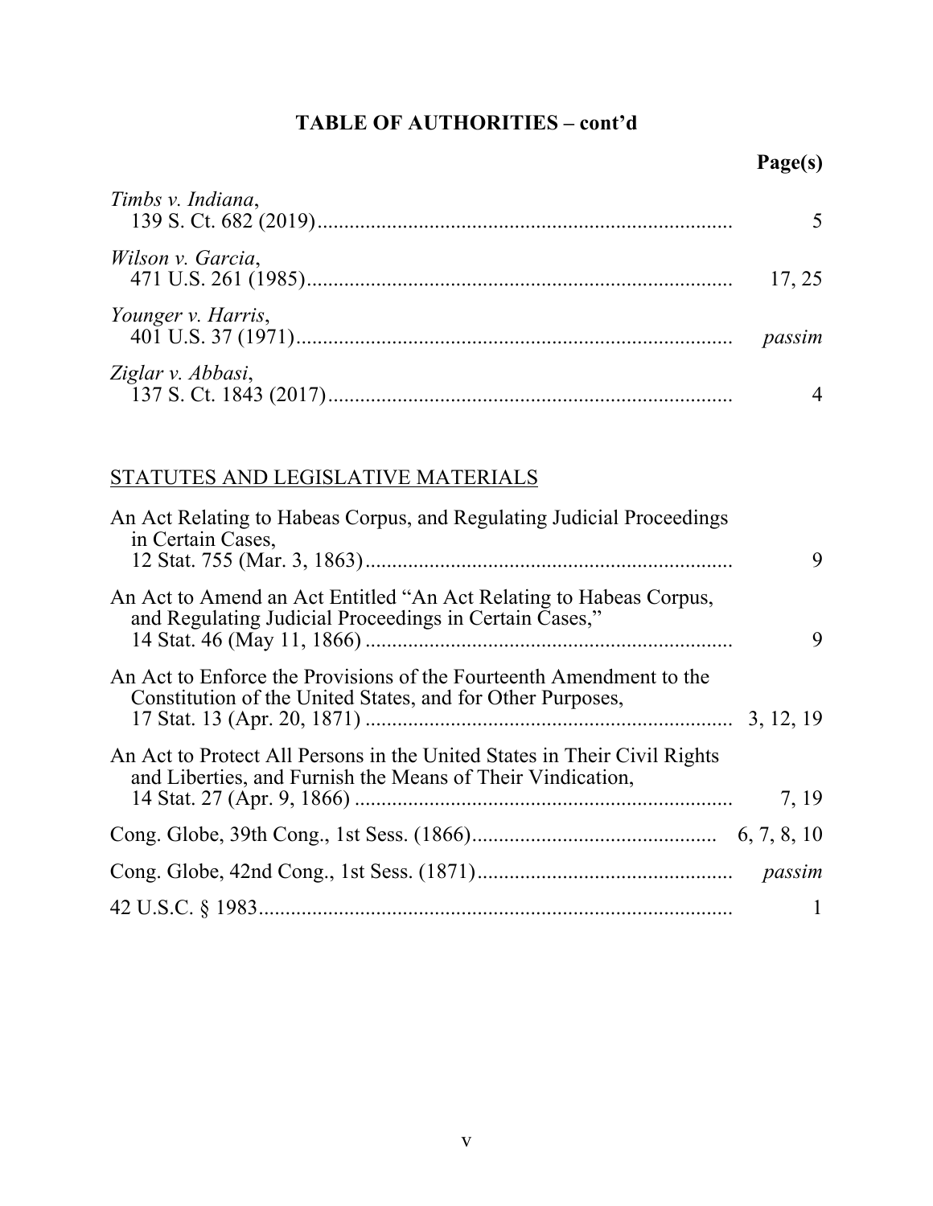# TABLE OF AUTHORITIES – cont'd

| | Page(s) |
|---|---|
| *Timbs v. Indiana*, 139 S. Ct. 682 (2019) | 5 |
| *Wilson v. Garcia*, 471 U.S. 261 (1985) | 17, 25 |
| *Younger v. Harris*, 401 U.S. 37 (1971) | *passim* |
| *Ziglar v. Abbasi*, 137 S. Ct. 1843 (2017) | 4 |

## STATUTES AND LEGISLATIVE MATERIALS

| | |
|---|---|
| An Act Relating to Habeas Corpus, and Regulating Judicial Proceedings in Certain Cases, 12 Stat. 755 (Mar. 3, 1863) | 9 |
| An Act to Amend an Act Entitled "An Act Relating to Habeas Corpus, and Regulating Judicial Proceedings in Certain Cases," 14 Stat. 46 (May 11, 1866) | 9 |
| An Act to Enforce the Provisions of the Fourteenth Amendment to the Constitution of the United States, and for Other Purposes, 17 Stat. 13 (Apr. 20, 1871) | 3, 12, 19 |
| An Act to Protect All Persons in the United States in Their Civil Rights and Liberties, and Furnish the Means of Their Vindication, 14 Stat. 27 (Apr. 9, 1866) | 7, 19 |
| Cong. Globe, 39th Cong., 1st Sess. (1866) | 6, 7, 8, 10 |
| Cong. Globe, 42nd Cong., 1st Sess. (1871) | *passim* |
| 42 U.S.C. § 1983 | 1 |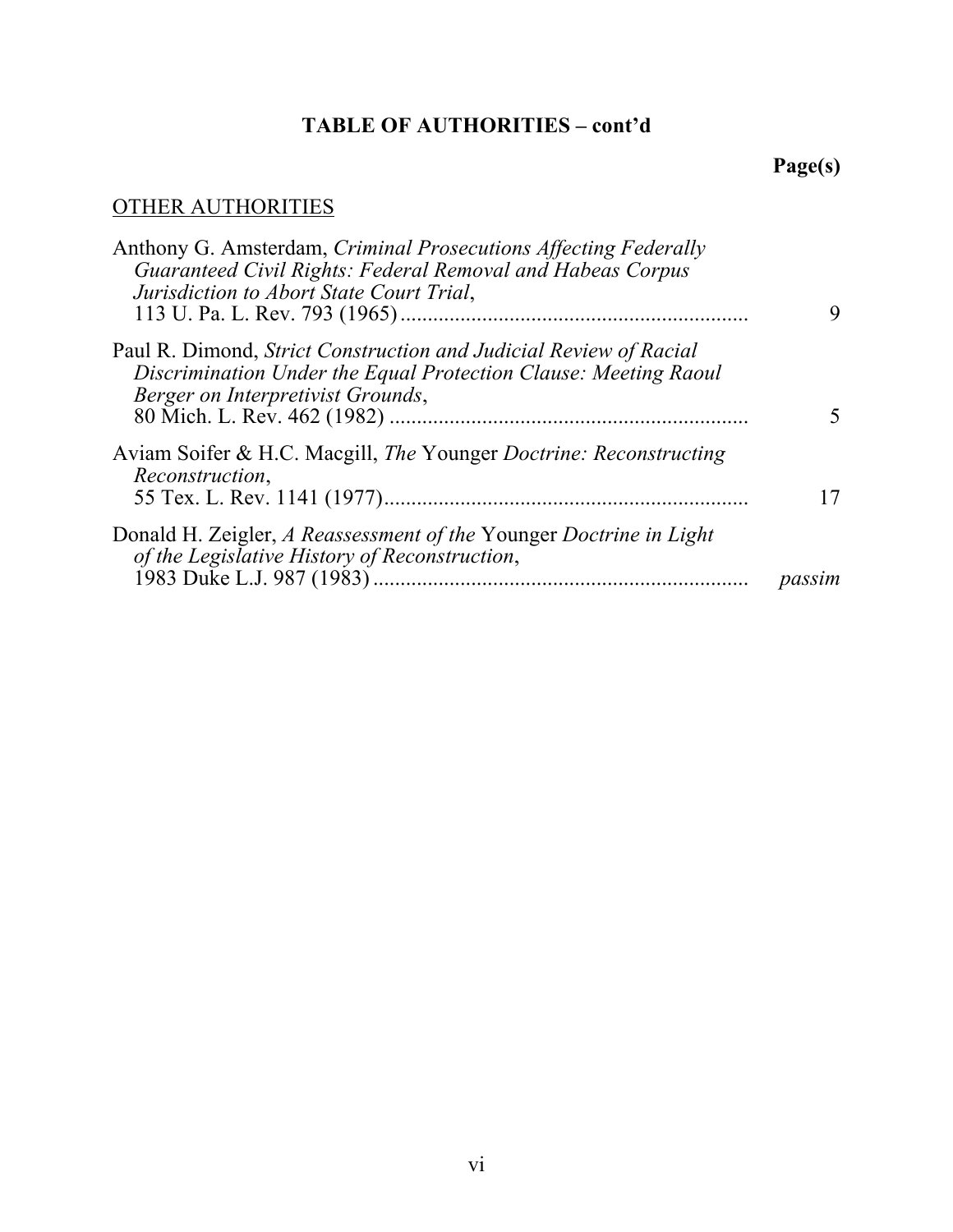## TABLE OF AUTHORITIES – cont'd

**Page(s)**

OTHER AUTHORITIES

Anthony G. Amsterdam, *Criminal Prosecutions Affecting Federally Guaranteed Civil Rights: Federal Removal and Habeas Corpus Jurisdiction to Abort State Court Trial*, 113 U. Pa. L. Rev. 793 (1965) ............................................................... 9

Paul R. Dimond, *Strict Construction and Judicial Review of Racial Discrimination Under the Equal Protection Clause: Meeting Raoul Berger on Interpretivist Grounds*, 80 Mich. L. Rev. 462 (1982) ................................................................. 5

Aviam Soifer & H.C. Macgill, *The* Younger *Doctrine: Reconstructing Reconstruction*, 55 Tex. L. Rev. 1141 (1977).................................................................. 17

Donald H. Zeigler, *A Reassessment of the* Younger *Doctrine in Light of the Legislative History of Reconstruction*, 1983 Duke L.J. 987 (1983) .................................................................... *passim*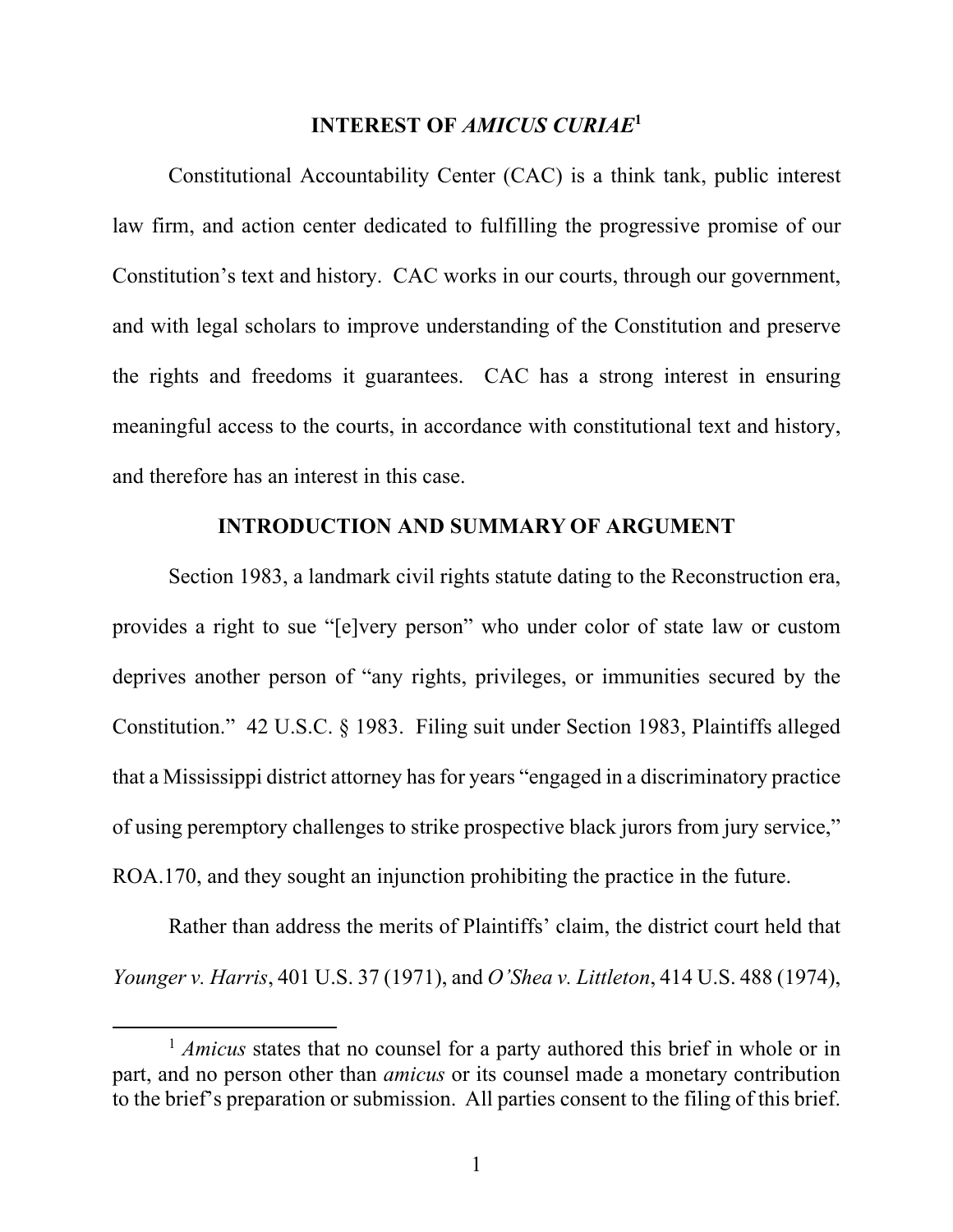## INTEREST OF *AMICUS CURIAE*[1]

Constitutional Accountability Center (CAC) is a think tank, public interest law firm, and action center dedicated to fulfilling the progressive promise of our Constitution's text and history. CAC works in our courts, through our government, and with legal scholars to improve understanding of the Constitution and preserve the rights and freedoms it guarantees. CAC has a strong interest in ensuring meaningful access to the courts, in accordance with constitutional text and history, and therefore has an interest in this case.

## INTRODUCTION AND SUMMARY OF ARGUMENT

Section 1983, a landmark civil rights statute dating to the Reconstruction era, provides a right to sue "[e]very person" who under color of state law or custom deprives another person of "any rights, privileges, or immunities secured by the Constitution." 42 U.S.C. § 1983. Filing suit under Section 1983, Plaintiffs alleged that a Mississippi district attorney has for years "engaged in a discriminatory practice of using peremptory challenges to strike prospective black jurors from jury service," ROA.170, and they sought an injunction prohibiting the practice in the future.

Rather than address the merits of Plaintiffs' claim, the district court held that *Younger v. Harris*, 401 U.S. 37 (1971), and *O'Shea v. Littleton*, 414 U.S. 488 (1974),

[1] *Amicus* states that no counsel for a party authored this brief in whole or in part, and no person other than *amicus* or its counsel made a monetary contribution to the brief's preparation or submission. All parties consent to the filing of this brief.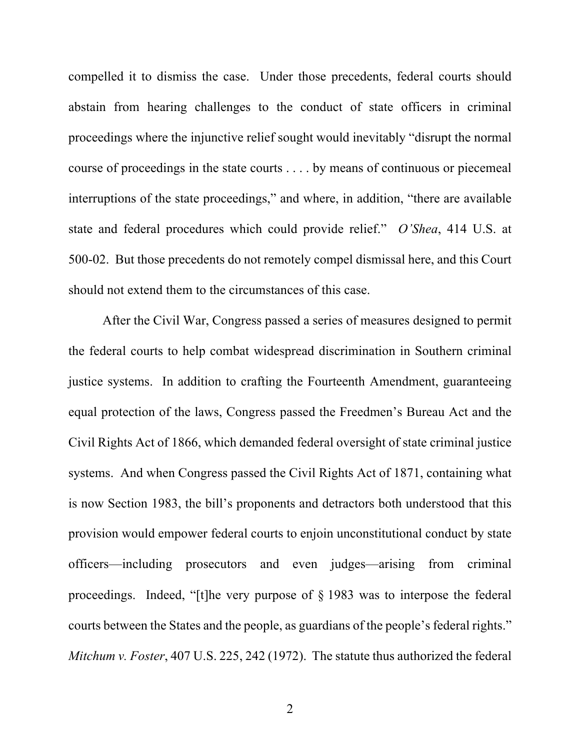compelled it to dismiss the case. Under those precedents, federal courts should abstain from hearing challenges to the conduct of state officers in criminal proceedings where the injunctive relief sought would inevitably "disrupt the normal course of proceedings in the state courts . . . . by means of continuous or piecemeal interruptions of the state proceedings," and where, in addition, "there are available state and federal procedures which could provide relief." *O'Shea*, 414 U.S. at 500-02. But those precedents do not remotely compel dismissal here, and this Court should not extend them to the circumstances of this case.

After the Civil War, Congress passed a series of measures designed to permit the federal courts to help combat widespread discrimination in Southern criminal justice systems. In addition to crafting the Fourteenth Amendment, guaranteeing equal protection of the laws, Congress passed the Freedmen's Bureau Act and the Civil Rights Act of 1866, which demanded federal oversight of state criminal justice systems. And when Congress passed the Civil Rights Act of 1871, containing what is now Section 1983, the bill's proponents and detractors both understood that this provision would empower federal courts to enjoin unconstitutional conduct by state officers—including prosecutors and even judges—arising from criminal proceedings. Indeed, "[t]he very purpose of § 1983 was to interpose the federal courts between the States and the people, as guardians of the people's federal rights." *Mitchum v. Foster*, 407 U.S. 225, 242 (1972). The statute thus authorized the federal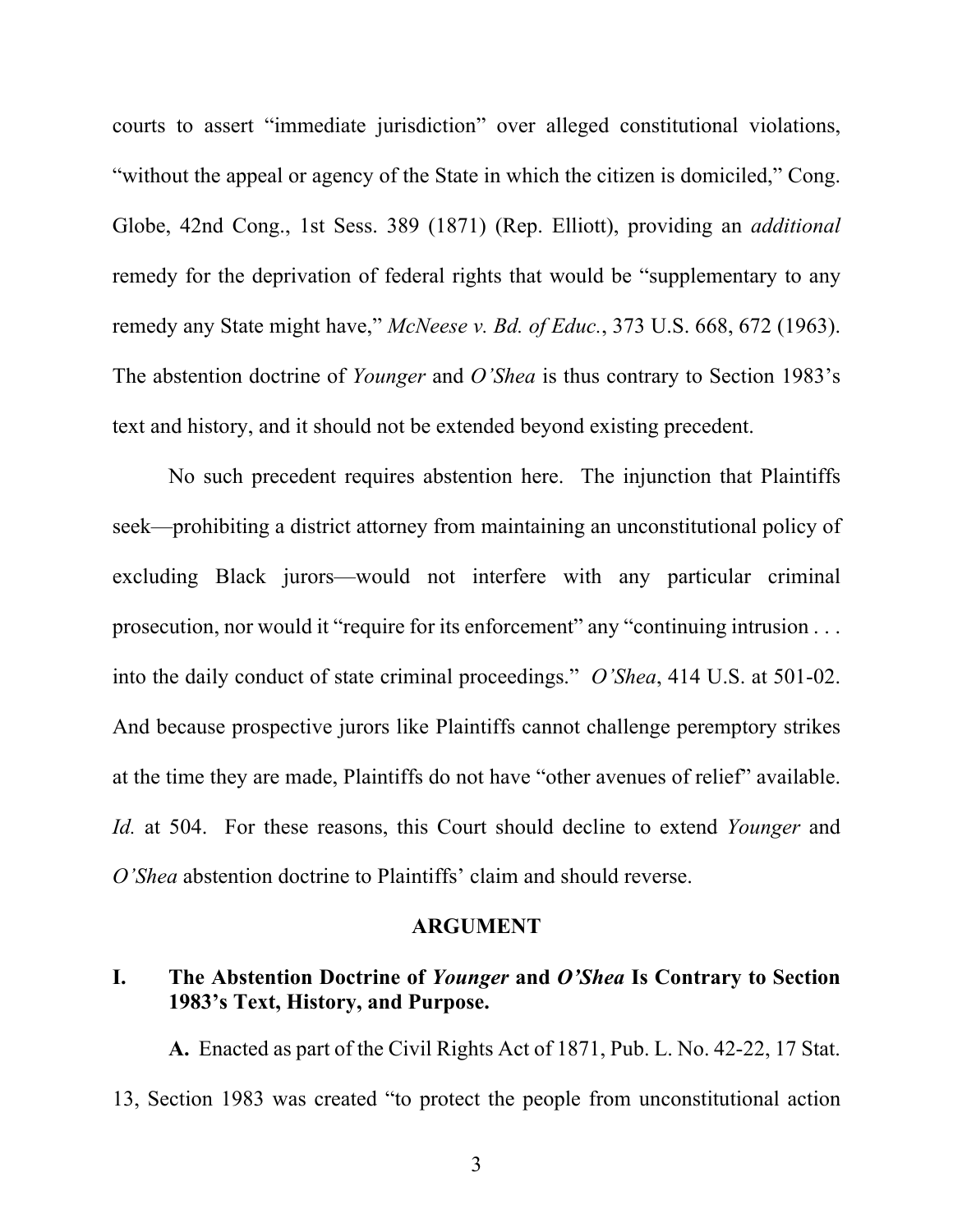courts to assert "immediate jurisdiction" over alleged constitutional violations, "without the appeal or agency of the State in which the citizen is domiciled," Cong. Globe, 42nd Cong., 1st Sess. 389 (1871) (Rep. Elliott), providing an *additional* remedy for the deprivation of federal rights that would be "supplementary to any remedy any State might have," *McNeese v. Bd. of Educ.*, 373 U.S. 668, 672 (1963). The abstention doctrine of *Younger* and *O'Shea* is thus contrary to Section 1983's text and history, and it should not be extended beyond existing precedent.

No such precedent requires abstention here. The injunction that Plaintiffs seek—prohibiting a district attorney from maintaining an unconstitutional policy of excluding Black jurors—would not interfere with any particular criminal prosecution, nor would it "require for its enforcement" any "continuing intrusion . . . into the daily conduct of state criminal proceedings." *O'Shea*, 414 U.S. at 501-02. And because prospective jurors like Plaintiffs cannot challenge peremptory strikes at the time they are made, Plaintiffs do not have "other avenues of relief" available. *Id.* at 504. For these reasons, this Court should decline to extend *Younger* and *O'Shea* abstention doctrine to Plaintiffs' claim and should reverse.

## ARGUMENT

### I. The Abstention Doctrine of *Younger* and *O'Shea* Is Contrary to Section 1983's Text, History, and Purpose.

**A.** Enacted as part of the Civil Rights Act of 1871, Pub. L. No. 42-22, 17 Stat. 13, Section 1983 was created "to protect the people from unconstitutional action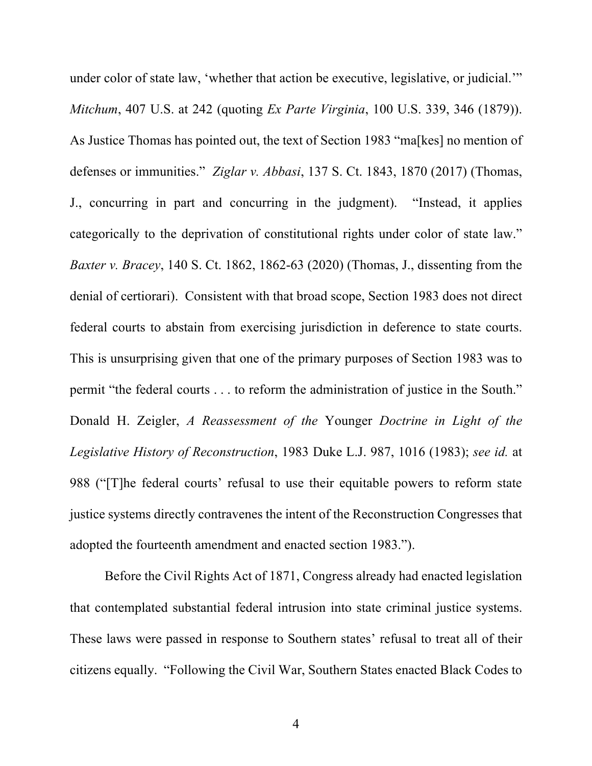under color of state law, 'whether that action be executive, legislative, or judicial.'" *Mitchum*, 407 U.S. at 242 (quoting *Ex Parte Virginia*, 100 U.S. 339, 346 (1879)). As Justice Thomas has pointed out, the text of Section 1983 "ma[kes] no mention of defenses or immunities." *Ziglar v. Abbasi*, 137 S. Ct. 1843, 1870 (2017) (Thomas, J., concurring in part and concurring in the judgment). "Instead, it applies categorically to the deprivation of constitutional rights under color of state law." *Baxter v. Bracey*, 140 S. Ct. 1862, 1862-63 (2020) (Thomas, J., dissenting from the denial of certiorari). Consistent with that broad scope, Section 1983 does not direct federal courts to abstain from exercising jurisdiction in deference to state courts. This is unsurprising given that one of the primary purposes of Section 1983 was to permit "the federal courts . . . to reform the administration of justice in the South." Donald H. Zeigler, *A Reassessment of the* Younger *Doctrine in Light of the Legislative History of Reconstruction*, 1983 Duke L.J. 987, 1016 (1983); *see id.* at 988 ("[T]he federal courts' refusal to use their equitable powers to reform state justice systems directly contravenes the intent of the Reconstruction Congresses that adopted the fourteenth amendment and enacted section 1983.").

Before the Civil Rights Act of 1871, Congress already had enacted legislation that contemplated substantial federal intrusion into state criminal justice systems. These laws were passed in response to Southern states' refusal to treat all of their citizens equally. "Following the Civil War, Southern States enacted Black Codes to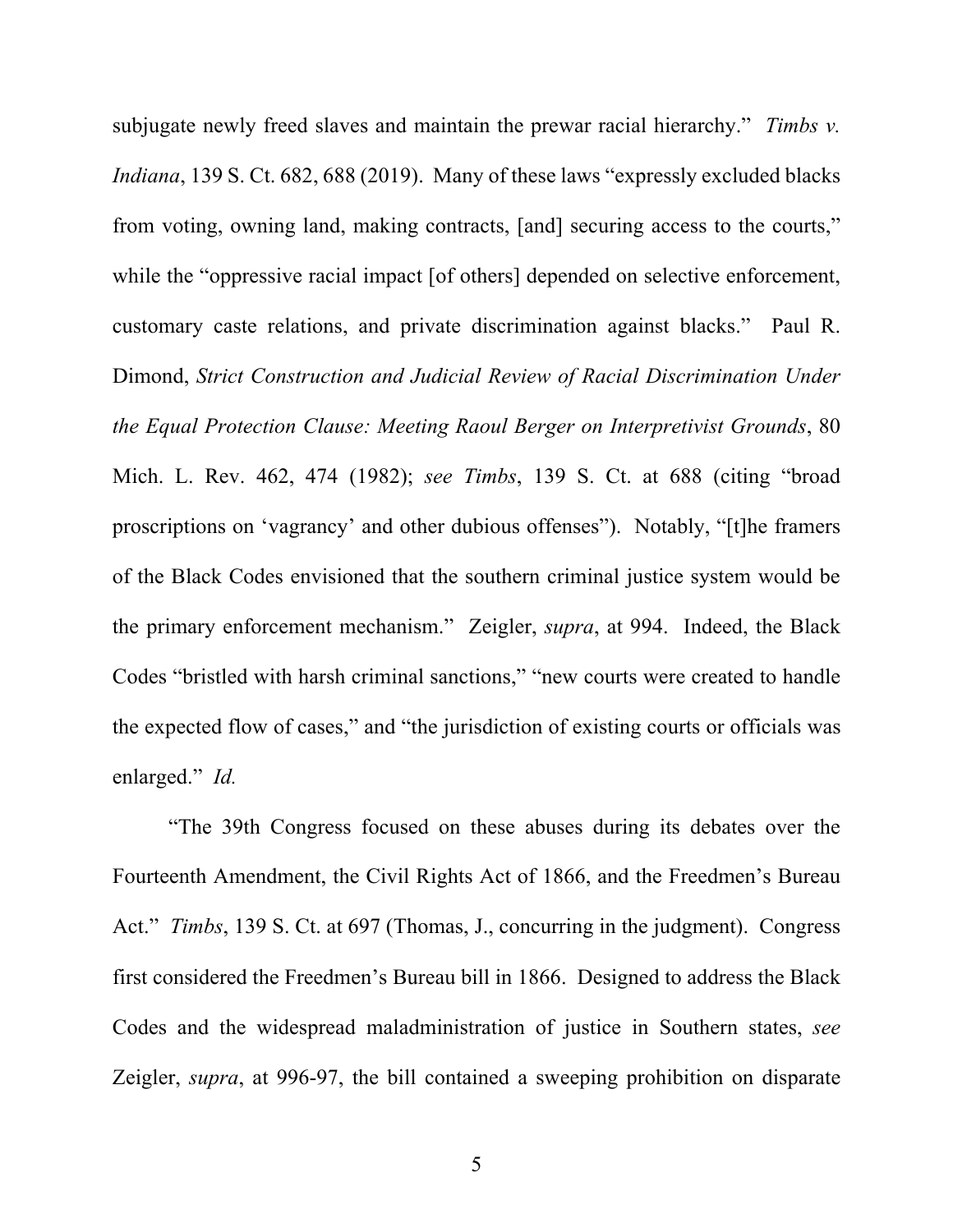subjugate newly freed slaves and maintain the prewar racial hierarchy." *Timbs v. Indiana*, 139 S. Ct. 682, 688 (2019). Many of these laws "expressly excluded blacks from voting, owning land, making contracts, [and] securing access to the courts," while the "oppressive racial impact [of others] depended on selective enforcement, customary caste relations, and private discrimination against blacks." Paul R. Dimond, *Strict Construction and Judicial Review of Racial Discrimination Under the Equal Protection Clause: Meeting Raoul Berger on Interpretivist Grounds*, 80 Mich. L. Rev. 462, 474 (1982); *see Timbs*, 139 S. Ct. at 688 (citing "broad proscriptions on 'vagrancy' and other dubious offenses"). Notably, "[t]he framers of the Black Codes envisioned that the southern criminal justice system would be the primary enforcement mechanism." Zeigler, *supra*, at 994. Indeed, the Black Codes "bristled with harsh criminal sanctions," "new courts were created to handle the expected flow of cases," and "the jurisdiction of existing courts or officials was enlarged." *Id.*

"The 39th Congress focused on these abuses during its debates over the Fourteenth Amendment, the Civil Rights Act of 1866, and the Freedmen's Bureau Act." *Timbs*, 139 S. Ct. at 697 (Thomas, J., concurring in the judgment). Congress first considered the Freedmen's Bureau bill in 1866. Designed to address the Black Codes and the widespread maladministration of justice in Southern states, *see* Zeigler, *supra*, at 996-97, the bill contained a sweeping prohibition on disparate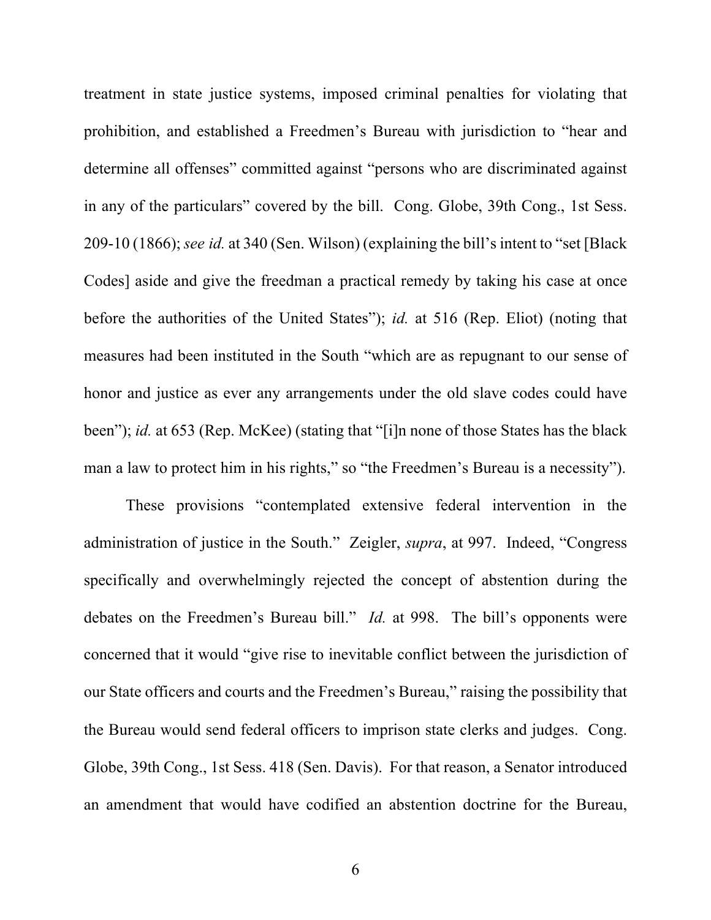treatment in state justice systems, imposed criminal penalties for violating that prohibition, and established a Freedmen's Bureau with jurisdiction to "hear and determine all offenses" committed against "persons who are discriminated against in any of the particulars" covered by the bill. Cong. Globe, 39th Cong., 1st Sess. 209-10 (1866); *see id.* at 340 (Sen. Wilson) (explaining the bill's intent to "set [Black Codes] aside and give the freedman a practical remedy by taking his case at once before the authorities of the United States"); *id.* at 516 (Rep. Eliot) (noting that measures had been instituted in the South "which are as repugnant to our sense of honor and justice as ever any arrangements under the old slave codes could have been"); *id.* at 653 (Rep. McKee) (stating that "[i]n none of those States has the black man a law to protect him in his rights," so "the Freedmen's Bureau is a necessity").

These provisions "contemplated extensive federal intervention in the administration of justice in the South." Zeigler, *supra*, at 997. Indeed, "Congress specifically and overwhelmingly rejected the concept of abstention during the debates on the Freedmen's Bureau bill." *Id.* at 998. The bill's opponents were concerned that it would "give rise to inevitable conflict between the jurisdiction of our State officers and courts and the Freedmen's Bureau," raising the possibility that the Bureau would send federal officers to imprison state clerks and judges. Cong. Globe, 39th Cong., 1st Sess. 418 (Sen. Davis). For that reason, a Senator introduced an amendment that would have codified an abstention doctrine for the Bureau,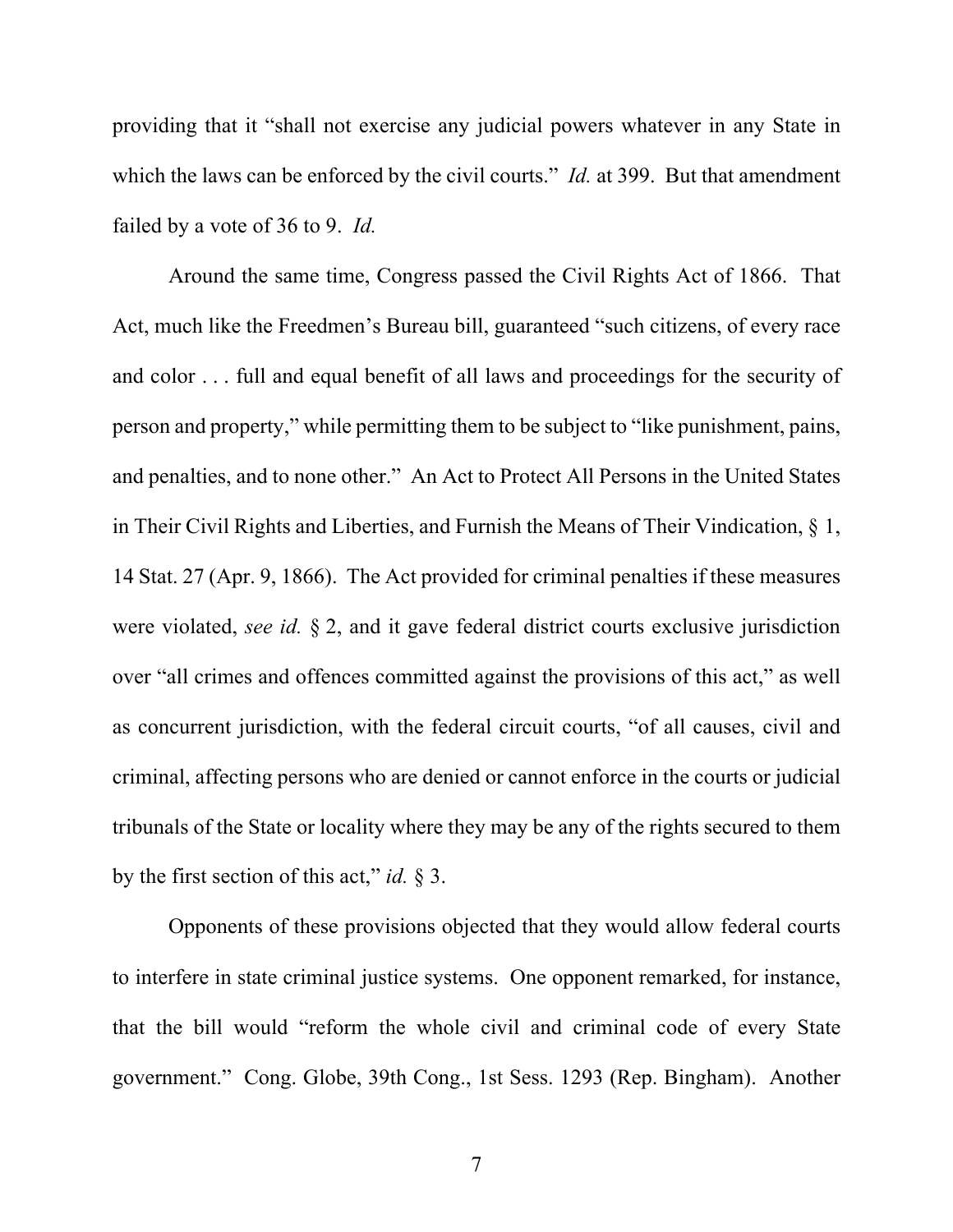providing that it "shall not exercise any judicial powers whatever in any State in which the laws can be enforced by the civil courts." *Id.* at 399. But that amendment failed by a vote of 36 to 9. *Id.*

Around the same time, Congress passed the Civil Rights Act of 1866. That Act, much like the Freedmen's Bureau bill, guaranteed "such citizens, of every race and color . . . full and equal benefit of all laws and proceedings for the security of person and property," while permitting them to be subject to "like punishment, pains, and penalties, and to none other." An Act to Protect All Persons in the United States in Their Civil Rights and Liberties, and Furnish the Means of Their Vindication, § 1, 14 Stat. 27 (Apr. 9, 1866). The Act provided for criminal penalties if these measures were violated, *see id.* § 2, and it gave federal district courts exclusive jurisdiction over "all crimes and offences committed against the provisions of this act," as well as concurrent jurisdiction, with the federal circuit courts, "of all causes, civil and criminal, affecting persons who are denied or cannot enforce in the courts or judicial tribunals of the State or locality where they may be any of the rights secured to them by the first section of this act," *id.* § 3.

Opponents of these provisions objected that they would allow federal courts to interfere in state criminal justice systems. One opponent remarked, for instance, that the bill would "reform the whole civil and criminal code of every State government." Cong. Globe, 39th Cong., 1st Sess. 1293 (Rep. Bingham). Another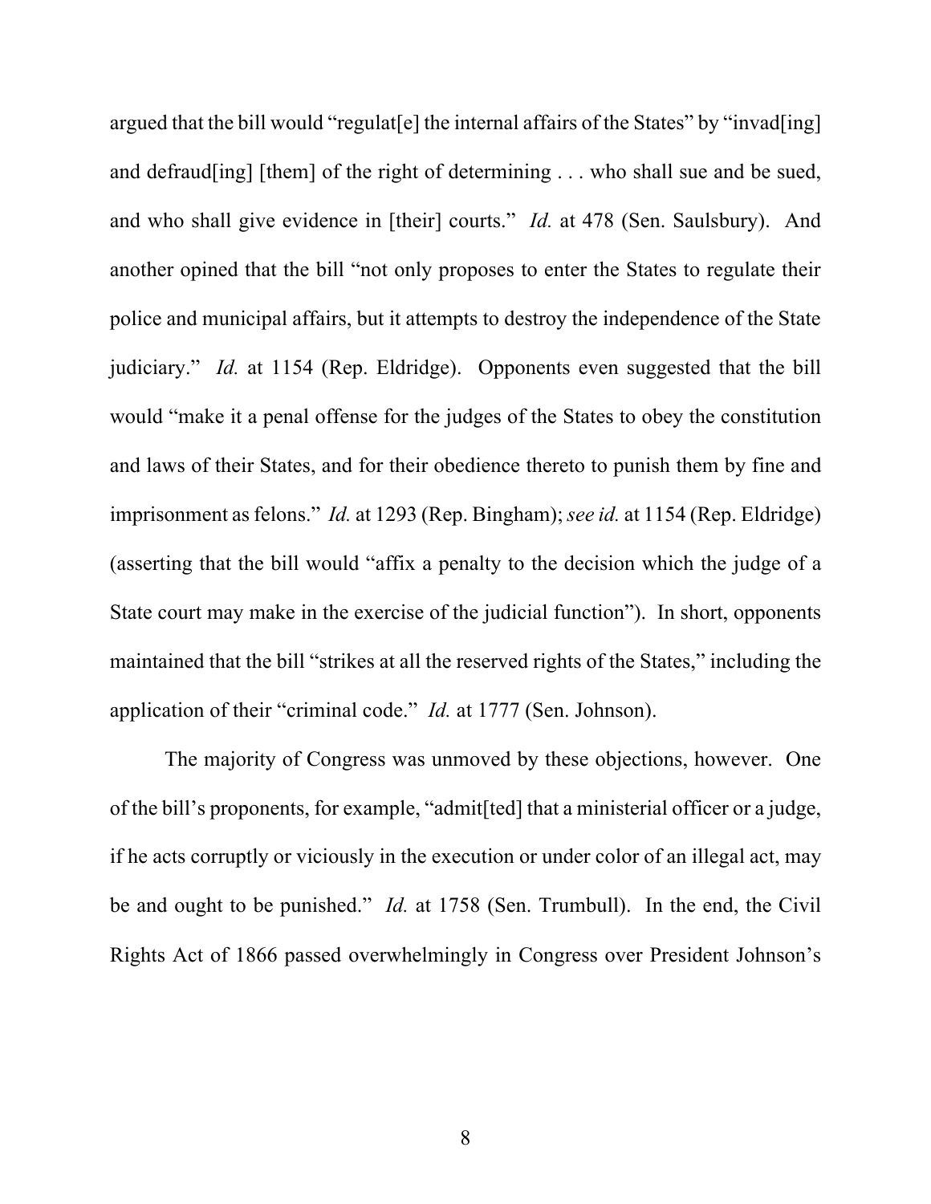argued that the bill would "regulat[e] the internal affairs of the States" by "invad[ing] and defraud[ing] [them] of the right of determining . . . who shall sue and be sued, and who shall give evidence in [their] courts." *Id.* at 478 (Sen. Saulsbury). And another opined that the bill "not only proposes to enter the States to regulate their police and municipal affairs, but it attempts to destroy the independence of the State judiciary." *Id.* at 1154 (Rep. Eldridge). Opponents even suggested that the bill would "make it a penal offense for the judges of the States to obey the constitution and laws of their States, and for their obedience thereto to punish them by fine and imprisonment as felons." *Id.* at 1293 (Rep. Bingham); *see id.* at 1154 (Rep. Eldridge) (asserting that the bill would "affix a penalty to the decision which the judge of a State court may make in the exercise of the judicial function"). In short, opponents maintained that the bill "strikes at all the reserved rights of the States," including the application of their "criminal code." *Id.* at 1777 (Sen. Johnson).

The majority of Congress was unmoved by these objections, however. One of the bill's proponents, for example, "admit[ted] that a ministerial officer or a judge, if he acts corruptly or viciously in the execution or under color of an illegal act, may be and ought to be punished." *Id.* at 1758 (Sen. Trumbull). In the end, the Civil Rights Act of 1866 passed overwhelmingly in Congress over President Johnson's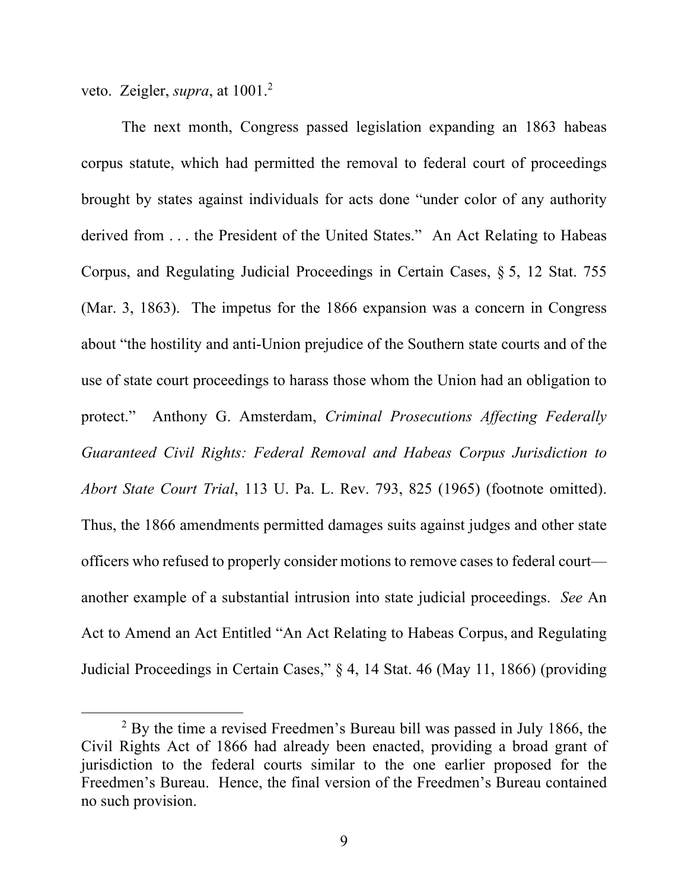veto. Zeigler, *supra*, at 1001.[2]

The next month, Congress passed legislation expanding an 1863 habeas corpus statute, which had permitted the removal to federal court of proceedings brought by states against individuals for acts done "under color of any authority derived from . . . the President of the United States." An Act Relating to Habeas Corpus, and Regulating Judicial Proceedings in Certain Cases, § 5, 12 Stat. 755 (Mar. 3, 1863). The impetus for the 1866 expansion was a concern in Congress about "the hostility and anti-Union prejudice of the Southern state courts and of the use of state court proceedings to harass those whom the Union had an obligation to protect." Anthony G. Amsterdam, *Criminal Prosecutions Affecting Federally Guaranteed Civil Rights: Federal Removal and Habeas Corpus Jurisdiction to Abort State Court Trial*, 113 U. Pa. L. Rev. 793, 825 (1965) (footnote omitted). Thus, the 1866 amendments permitted damages suits against judges and other state officers who refused to properly consider motions to remove cases to federal court—another example of a substantial intrusion into state judicial proceedings. *See* An Act to Amend an Act Entitled "An Act Relating to Habeas Corpus, and Regulating Judicial Proceedings in Certain Cases," § 4, 14 Stat. 46 (May 11, 1866) (providing

[2] By the time a revised Freedmen's Bureau bill was passed in July 1866, the Civil Rights Act of 1866 had already been enacted, providing a broad grant of jurisdiction to the federal courts similar to the one earlier proposed for the Freedmen's Bureau. Hence, the final version of the Freedmen's Bureau contained no such provision.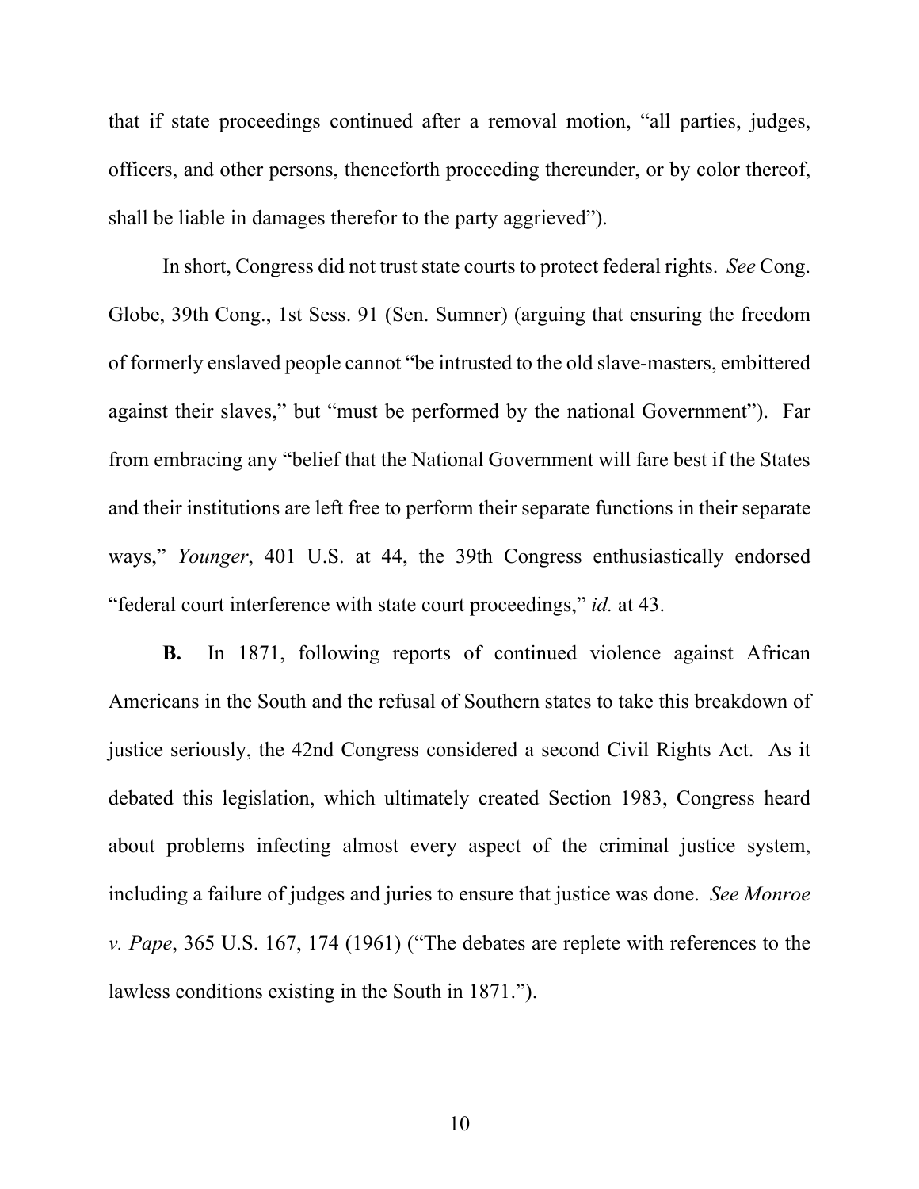that if state proceedings continued after a removal motion, "all parties, judges, officers, and other persons, thenceforth proceeding thereunder, or by color thereof, shall be liable in damages therefor to the party aggrieved").

In short, Congress did not trust state courts to protect federal rights. *See* Cong. Globe, 39th Cong., 1st Sess. 91 (Sen. Sumner) (arguing that ensuring the freedom of formerly enslaved people cannot "be intrusted to the old slave-masters, embittered against their slaves," but "must be performed by the national Government"). Far from embracing any "belief that the National Government will fare best if the States and their institutions are left free to perform their separate functions in their separate ways," *Younger*, 401 U.S. at 44, the 39th Congress enthusiastically endorsed "federal court interference with state court proceedings," *id.* at 43.

**B.** In 1871, following reports of continued violence against African Americans in the South and the refusal of Southern states to take this breakdown of justice seriously, the 42nd Congress considered a second Civil Rights Act. As it debated this legislation, which ultimately created Section 1983, Congress heard about problems infecting almost every aspect of the criminal justice system, including a failure of judges and juries to ensure that justice was done. *See Monroe v. Pape*, 365 U.S. 167, 174 (1961) ("The debates are replete with references to the lawless conditions existing in the South in 1871.").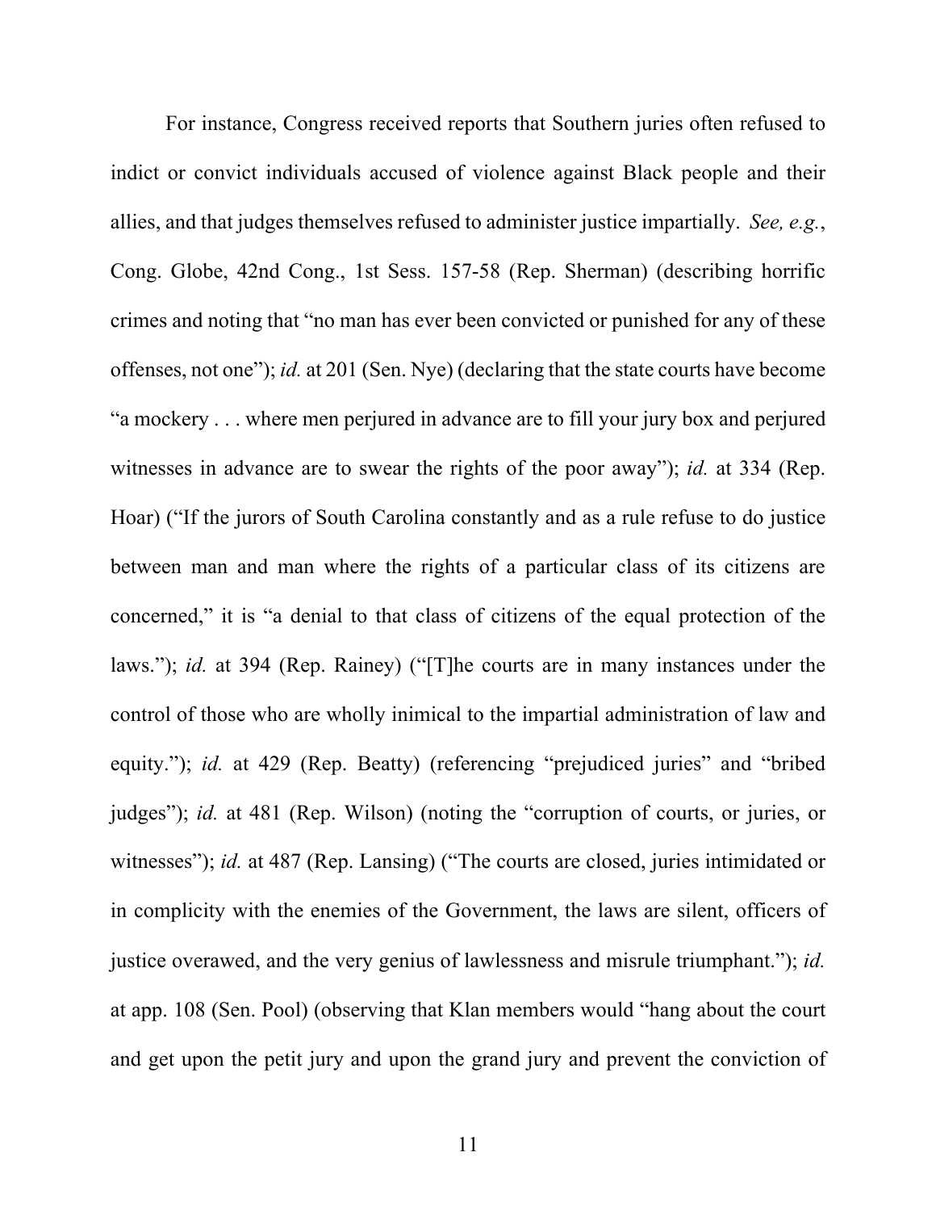For instance, Congress received reports that Southern juries often refused to indict or convict individuals accused of violence against Black people and their allies, and that judges themselves refused to administer justice impartially. *See, e.g.*, Cong. Globe, 42nd Cong., 1st Sess. 157-58 (Rep. Sherman) (describing horrific crimes and noting that "no man has ever been convicted or punished for any of these offenses, not one"); *id.* at 201 (Sen. Nye) (declaring that the state courts have become "a mockery . . . where men perjured in advance are to fill your jury box and perjured witnesses in advance are to swear the rights of the poor away"); *id.* at 334 (Rep. Hoar) ("If the jurors of South Carolina constantly and as a rule refuse to do justice between man and man where the rights of a particular class of its citizens are concerned," it is "a denial to that class of citizens of the equal protection of the laws."); *id.* at 394 (Rep. Rainey) ("[T]he courts are in many instances under the control of those who are wholly inimical to the impartial administration of law and equity."); *id.* at 429 (Rep. Beatty) (referencing "prejudiced juries" and "bribed judges"); *id.* at 481 (Rep. Wilson) (noting the "corruption of courts, or juries, or witnesses"); *id.* at 487 (Rep. Lansing) ("The courts are closed, juries intimidated or in complicity with the enemies of the Government, the laws are silent, officers of justice overawed, and the very genius of lawlessness and misrule triumphant."); *id.* at app. 108 (Sen. Pool) (observing that Klan members would "hang about the court and get upon the petit jury and upon the grand jury and prevent the conviction of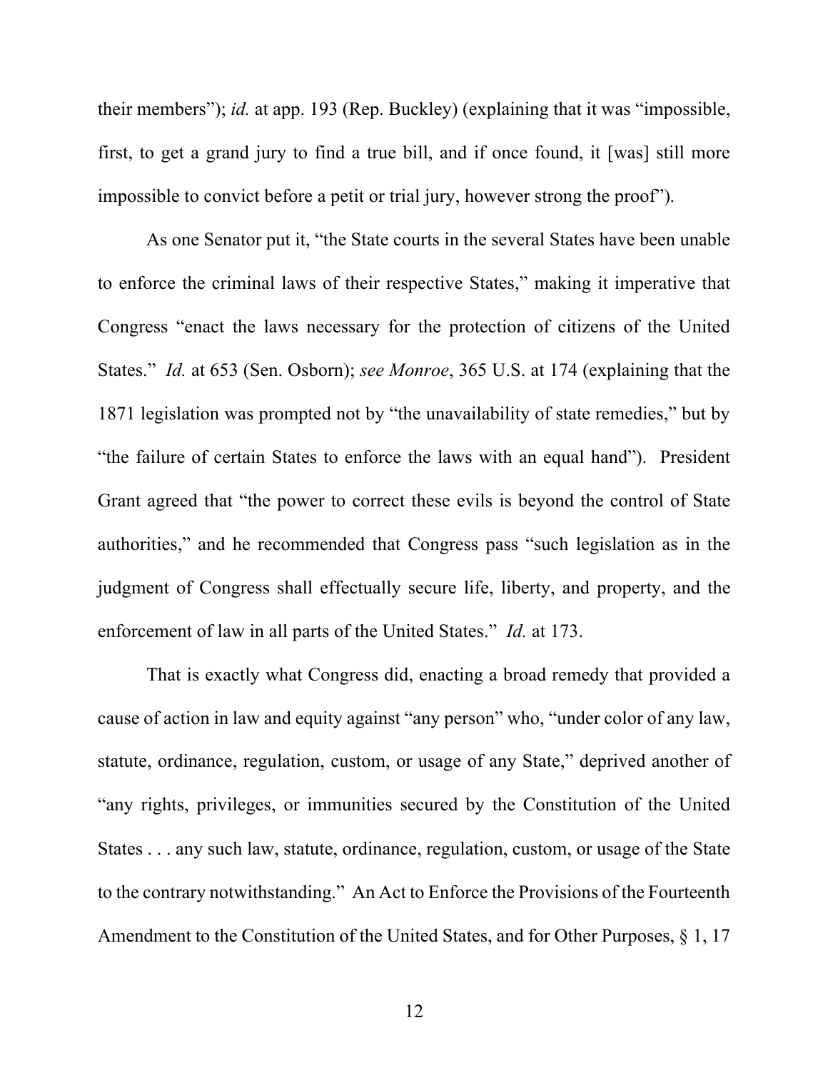their members"); *id.* at app. 193 (Rep. Buckley) (explaining that it was "impossible, first, to get a grand jury to find a true bill, and if once found, it [was] still more impossible to convict before a petit or trial jury, however strong the proof").

As one Senator put it, "the State courts in the several States have been unable to enforce the criminal laws of their respective States," making it imperative that Congress "enact the laws necessary for the protection of citizens of the United States." *Id.* at 653 (Sen. Osborn); *see Monroe*, 365 U.S. at 174 (explaining that the 1871 legislation was prompted not by "the unavailability of state remedies," but by "the failure of certain States to enforce the laws with an equal hand"). President Grant agreed that "the power to correct these evils is beyond the control of State authorities," and he recommended that Congress pass "such legislation as in the judgment of Congress shall effectually secure life, liberty, and property, and the enforcement of law in all parts of the United States." *Id.* at 173.

That is exactly what Congress did, enacting a broad remedy that provided a cause of action in law and equity against "any person" who, "under color of any law, statute, ordinance, regulation, custom, or usage of any State," deprived another of "any rights, privileges, or immunities secured by the Constitution of the United States . . . any such law, statute, ordinance, regulation, custom, or usage of the State to the contrary notwithstanding." An Act to Enforce the Provisions of the Fourteenth Amendment to the Constitution of the United States, and for Other Purposes, § 1, 17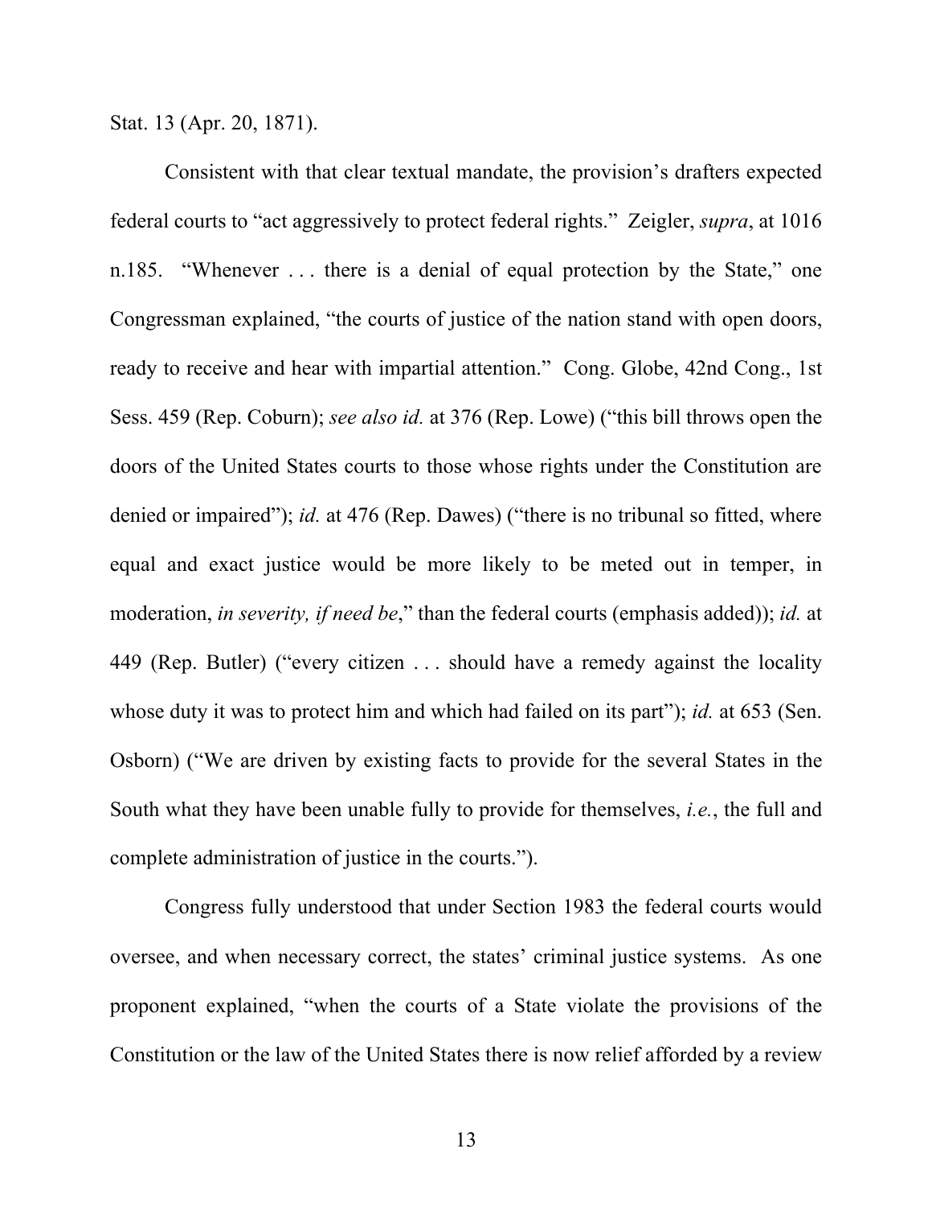Stat. 13 (Apr. 20, 1871).

Consistent with that clear textual mandate, the provision's drafters expected federal courts to "act aggressively to protect federal rights." Zeigler, *supra*, at 1016 n.185. "Whenever . . . there is a denial of equal protection by the State," one Congressman explained, "the courts of justice of the nation stand with open doors, ready to receive and hear with impartial attention." Cong. Globe, 42nd Cong., 1st Sess. 459 (Rep. Coburn); *see also id.* at 376 (Rep. Lowe) ("this bill throws open the doors of the United States courts to those whose rights under the Constitution are denied or impaired"); *id.* at 476 (Rep. Dawes) ("there is no tribunal so fitted, where equal and exact justice would be more likely to be meted out in temper, in moderation, *in severity, if need be*," than the federal courts (emphasis added)); *id.* at 449 (Rep. Butler) ("every citizen . . . should have a remedy against the locality whose duty it was to protect him and which had failed on its part"); *id.* at 653 (Sen. Osborn) ("We are driven by existing facts to provide for the several States in the South what they have been unable fully to provide for themselves, *i.e.*, the full and complete administration of justice in the courts.").

Congress fully understood that under Section 1983 the federal courts would oversee, and when necessary correct, the states' criminal justice systems. As one proponent explained, "when the courts of a State violate the provisions of the Constitution or the law of the United States there is now relief afforded by a review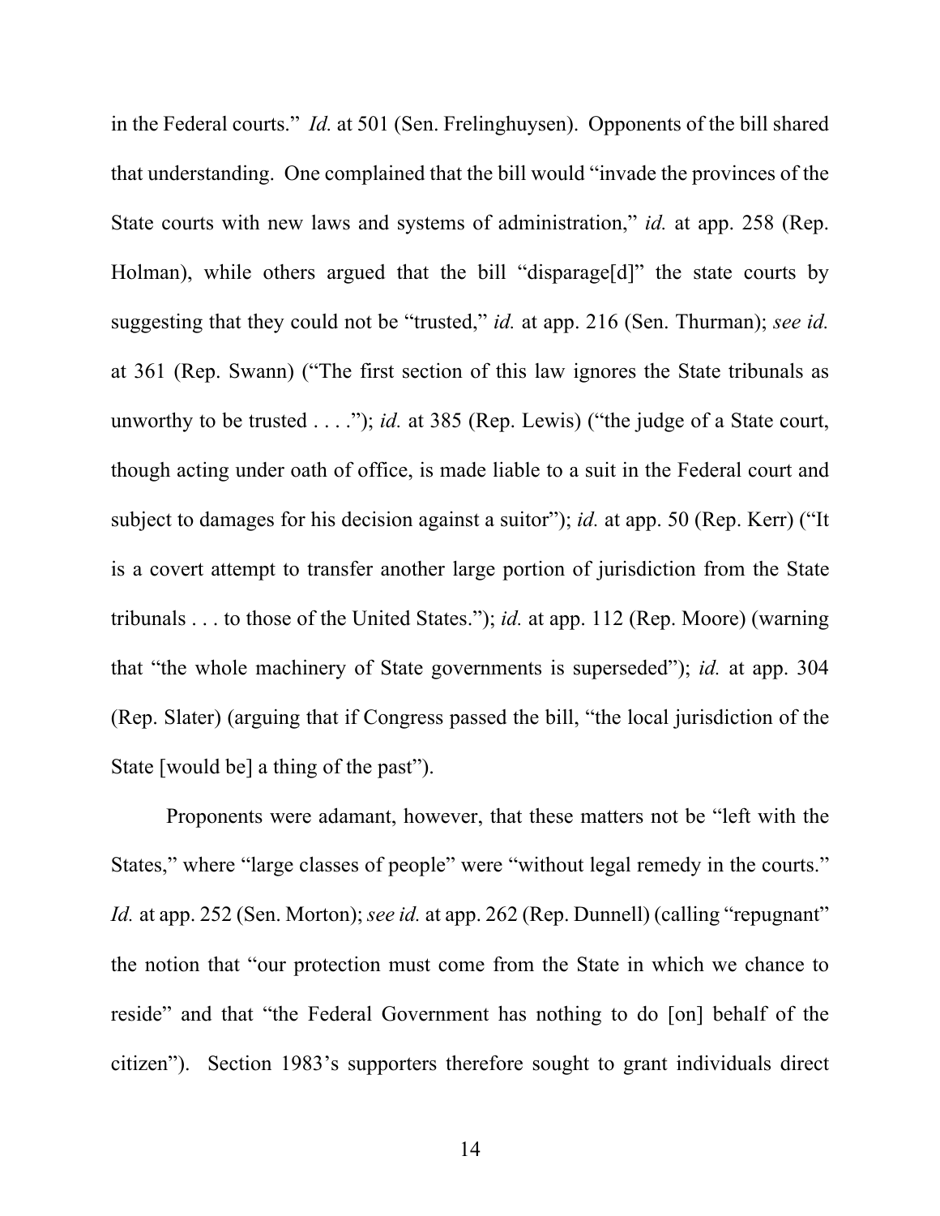in the Federal courts." *Id.* at 501 (Sen. Frelinghuysen). Opponents of the bill shared that understanding. One complained that the bill would "invade the provinces of the State courts with new laws and systems of administration," *id.* at app. 258 (Rep. Holman), while others argued that the bill "disparage[d]" the state courts by suggesting that they could not be "trusted," *id.* at app. 216 (Sen. Thurman); *see id.* at 361 (Rep. Swann) ("The first section of this law ignores the State tribunals as unworthy to be trusted . . . ."); *id.* at 385 (Rep. Lewis) ("the judge of a State court, though acting under oath of office, is made liable to a suit in the Federal court and subject to damages for his decision against a suitor"); *id.* at app. 50 (Rep. Kerr) ("It is a covert attempt to transfer another large portion of jurisdiction from the State tribunals . . . to those of the United States."); *id.* at app. 112 (Rep. Moore) (warning that "the whole machinery of State governments is superseded"); *id.* at app. 304 (Rep. Slater) (arguing that if Congress passed the bill, "the local jurisdiction of the State [would be] a thing of the past").

Proponents were adamant, however, that these matters not be "left with the States," where "large classes of people" were "without legal remedy in the courts." *Id.* at app. 252 (Sen. Morton); *see id.* at app. 262 (Rep. Dunnell) (calling "repugnant" the notion that "our protection must come from the State in which we chance to reside" and that "the Federal Government has nothing to do [on] behalf of the citizen"). Section 1983's supporters therefore sought to grant individuals direct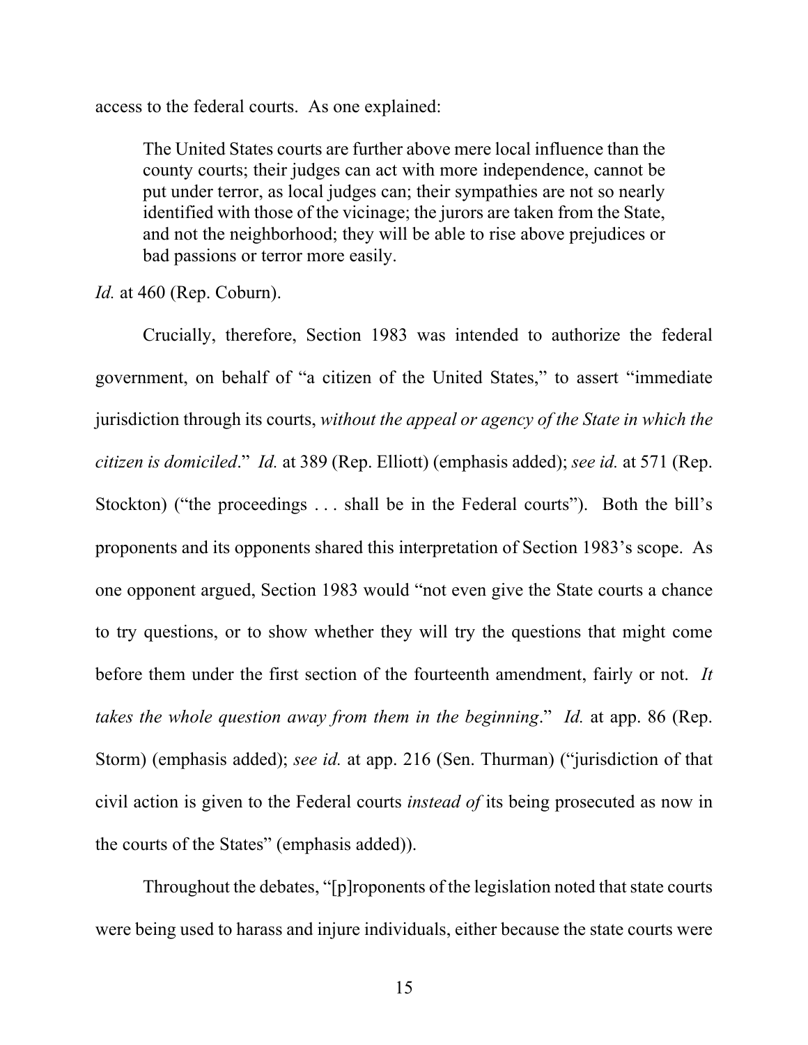access to the federal courts. As one explained:

> The United States courts are further above mere local influence than the county courts; their judges can act with more independence, cannot be put under terror, as local judges can; their sympathies are not so nearly identified with those of the vicinage; the jurors are taken from the State, and not the neighborhood; they will be able to rise above prejudices or bad passions or terror more easily.

*Id.* at 460 (Rep. Coburn).

Crucially, therefore, Section 1983 was intended to authorize the federal government, on behalf of "a citizen of the United States," to assert "immediate jurisdiction through its courts, *without the appeal or agency of the State in which the citizen is domiciled*." *Id.* at 389 (Rep. Elliott) (emphasis added); *see id.* at 571 (Rep. Stockton) ("the proceedings . . . shall be in the Federal courts"). Both the bill's proponents and its opponents shared this interpretation of Section 1983's scope. As one opponent argued, Section 1983 would "not even give the State courts a chance to try questions, or to show whether they will try the questions that might come before them under the first section of the fourteenth amendment, fairly or not. *It takes the whole question away from them in the beginning*." *Id.* at app. 86 (Rep. Storm) (emphasis added); *see id.* at app. 216 (Sen. Thurman) ("jurisdiction of that civil action is given to the Federal courts *instead of* its being prosecuted as now in the courts of the States" (emphasis added)).

Throughout the debates, "[p]roponents of the legislation noted that state courts were being used to harass and injure individuals, either because the state courts were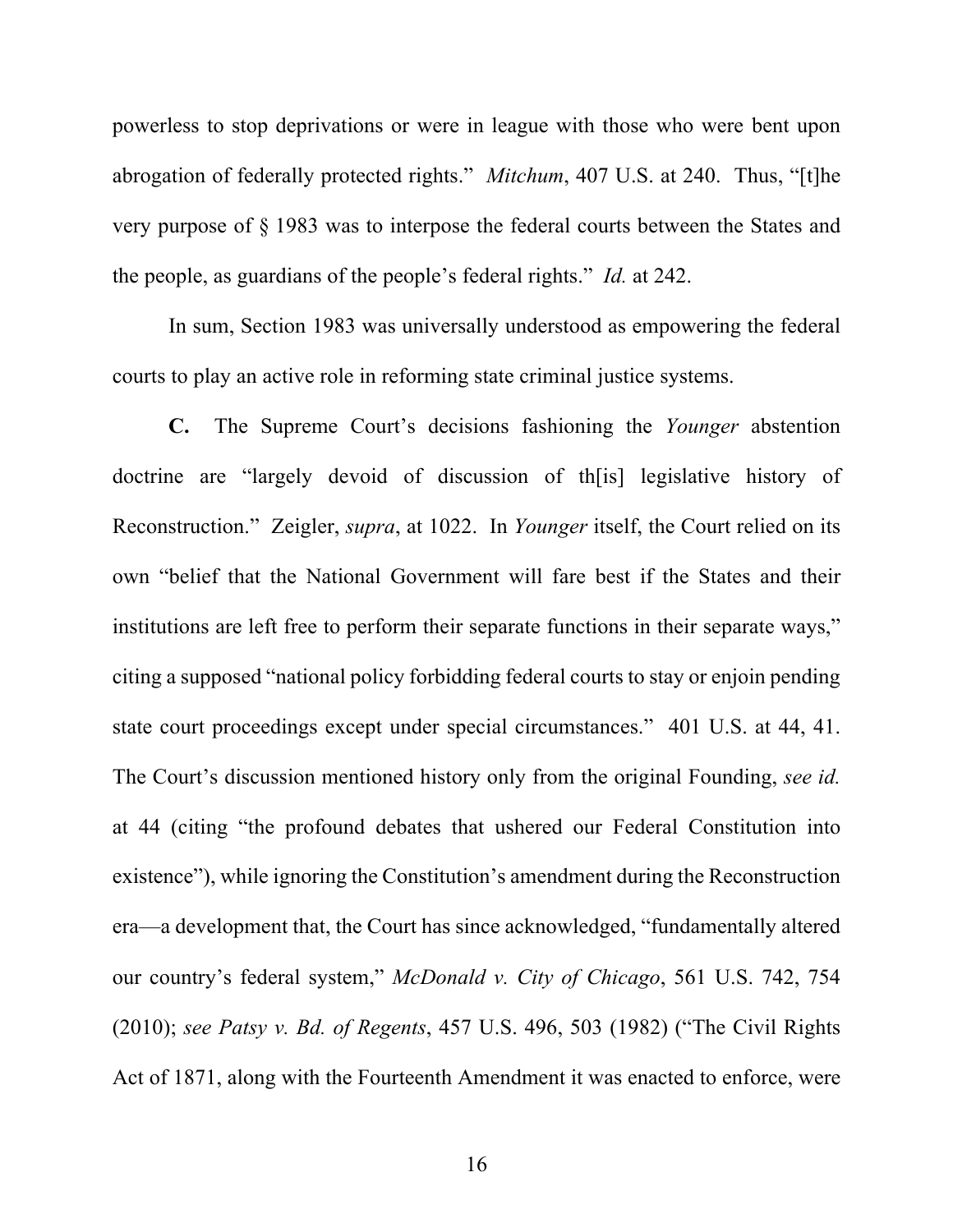powerless to stop deprivations or were in league with those who were bent upon abrogation of federally protected rights." *Mitchum*, 407 U.S. at 240. Thus, "[t]he very purpose of § 1983 was to interpose the federal courts between the States and the people, as guardians of the people's federal rights." *Id.* at 242.

In sum, Section 1983 was universally understood as empowering the federal courts to play an active role in reforming state criminal justice systems.

**C.** The Supreme Court's decisions fashioning the *Younger* abstention doctrine are "largely devoid of discussion of th[is] legislative history of Reconstruction." Zeigler, *supra*, at 1022. In *Younger* itself, the Court relied on its own "belief that the National Government will fare best if the States and their institutions are left free to perform their separate functions in their separate ways," citing a supposed "national policy forbidding federal courts to stay or enjoin pending state court proceedings except under special circumstances." 401 U.S. at 44, 41. The Court's discussion mentioned history only from the original Founding, *see id.* at 44 (citing "the profound debates that ushered our Federal Constitution into existence"), while ignoring the Constitution's amendment during the Reconstruction era—a development that, the Court has since acknowledged, "fundamentally altered our country's federal system," *McDonald v. City of Chicago*, 561 U.S. 742, 754 (2010); *see Patsy v. Bd. of Regents*, 457 U.S. 496, 503 (1982) ("The Civil Rights Act of 1871, along with the Fourteenth Amendment it was enacted to enforce, were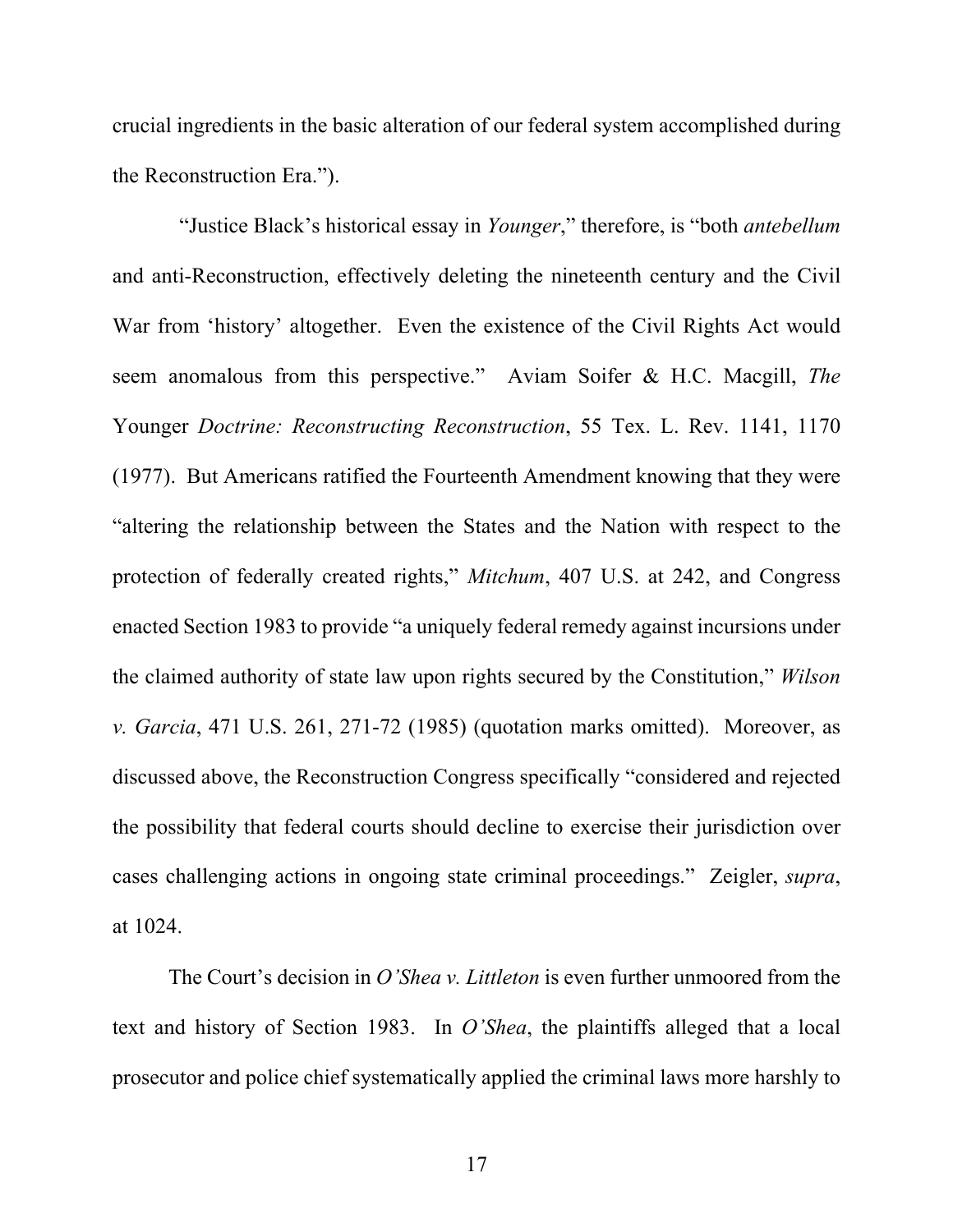crucial ingredients in the basic alteration of our federal system accomplished during the Reconstruction Era.").

"Justice Black's historical essay in *Younger*," therefore, is "both *antebellum* and anti-Reconstruction, effectively deleting the nineteenth century and the Civil War from 'history' altogether. Even the existence of the Civil Rights Act would seem anomalous from this perspective." Aviam Soifer & H.C. Macgill, *The* Younger *Doctrine: Reconstructing Reconstruction*, 55 Tex. L. Rev. 1141, 1170 (1977). But Americans ratified the Fourteenth Amendment knowing that they were "altering the relationship between the States and the Nation with respect to the protection of federally created rights," *Mitchum*, 407 U.S. at 242, and Congress enacted Section 1983 to provide "a uniquely federal remedy against incursions under the claimed authority of state law upon rights secured by the Constitution," *Wilson v. Garcia*, 471 U.S. 261, 271-72 (1985) (quotation marks omitted). Moreover, as discussed above, the Reconstruction Congress specifically "considered and rejected the possibility that federal courts should decline to exercise their jurisdiction over cases challenging actions in ongoing state criminal proceedings." Zeigler, *supra*, at 1024.

The Court's decision in *O'Shea v. Littleton* is even further unmoored from the text and history of Section 1983. In *O'Shea*, the plaintiffs alleged that a local prosecutor and police chief systematically applied the criminal laws more harshly to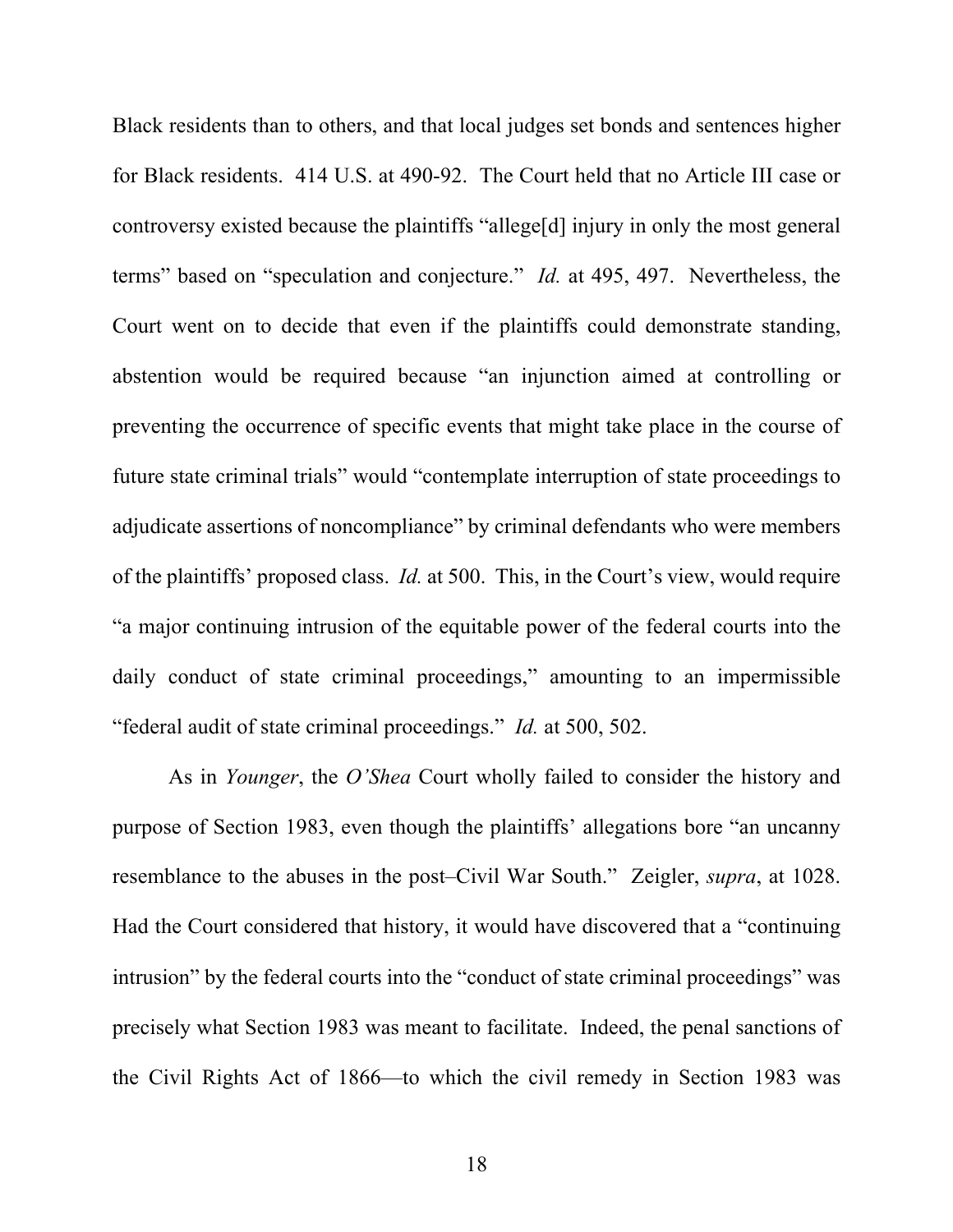Black residents than to others, and that local judges set bonds and sentences higher for Black residents. 414 U.S. at 490-92. The Court held that no Article III case or controversy existed because the plaintiffs "allege[d] injury in only the most general terms" based on "speculation and conjecture." *Id.* at 495, 497. Nevertheless, the Court went on to decide that even if the plaintiffs could demonstrate standing, abstention would be required because "an injunction aimed at controlling or preventing the occurrence of specific events that might take place in the course of future state criminal trials" would "contemplate interruption of state proceedings to adjudicate assertions of noncompliance" by criminal defendants who were members of the plaintiffs' proposed class. *Id.* at 500. This, in the Court's view, would require "a major continuing intrusion of the equitable power of the federal courts into the daily conduct of state criminal proceedings," amounting to an impermissible "federal audit of state criminal proceedings." *Id.* at 500, 502.

As in *Younger*, the *O'Shea* Court wholly failed to consider the history and purpose of Section 1983, even though the plaintiffs' allegations bore "an uncanny resemblance to the abuses in the post–Civil War South." Zeigler, *supra*, at 1028. Had the Court considered that history, it would have discovered that a "continuing intrusion" by the federal courts into the "conduct of state criminal proceedings" was precisely what Section 1983 was meant to facilitate. Indeed, the penal sanctions of the Civil Rights Act of 1866—to which the civil remedy in Section 1983 was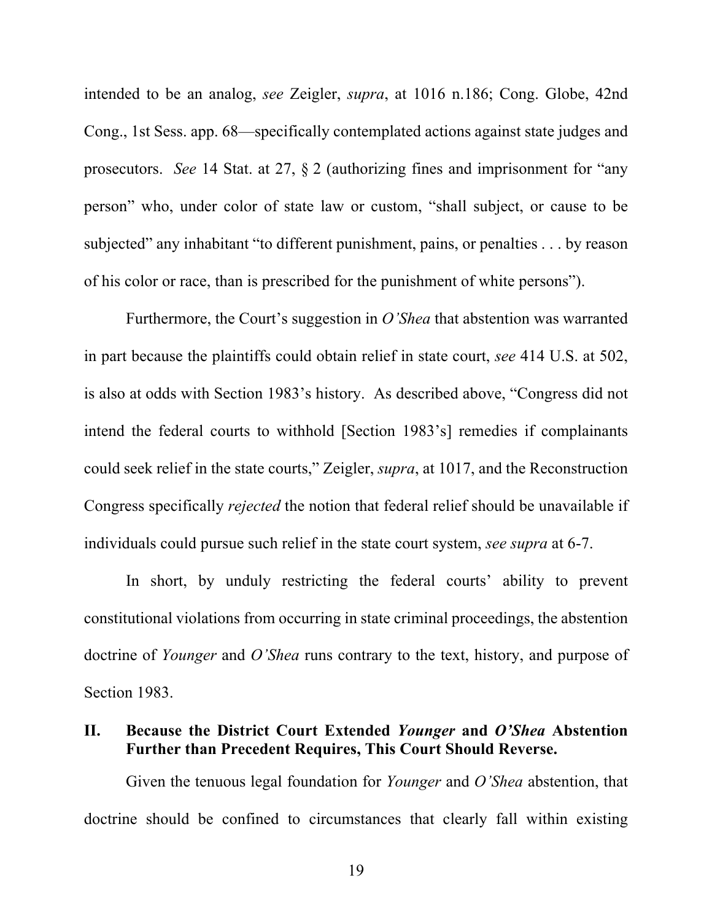intended to be an analog, *see* Zeigler, *supra*, at 1016 n.186; Cong. Globe, 42nd Cong., 1st Sess. app. 68—specifically contemplated actions against state judges and prosecutors. *See* 14 Stat. at 27, § 2 (authorizing fines and imprisonment for "any person" who, under color of state law or custom, "shall subject, or cause to be subjected" any inhabitant "to different punishment, pains, or penalties . . . by reason of his color or race, than is prescribed for the punishment of white persons").

Furthermore, the Court's suggestion in *O'Shea* that abstention was warranted in part because the plaintiffs could obtain relief in state court, *see* 414 U.S. at 502, is also at odds with Section 1983's history. As described above, "Congress did not intend the federal courts to withhold [Section 1983's] remedies if complainants could seek relief in the state courts," Zeigler, *supra*, at 1017, and the Reconstruction Congress specifically *rejected* the notion that federal relief should be unavailable if individuals could pursue such relief in the state court system, *see supra* at 6-7.

In short, by unduly restricting the federal courts' ability to prevent constitutional violations from occurring in state criminal proceedings, the abstention doctrine of *Younger* and *O'Shea* runs contrary to the text, history, and purpose of Section 1983.

## II. Because the District Court Extended *Younger* and *O'Shea* Abstention Further than Precedent Requires, This Court Should Reverse.

Given the tenuous legal foundation for *Younger* and *O'Shea* abstention, that doctrine should be confined to circumstances that clearly fall within existing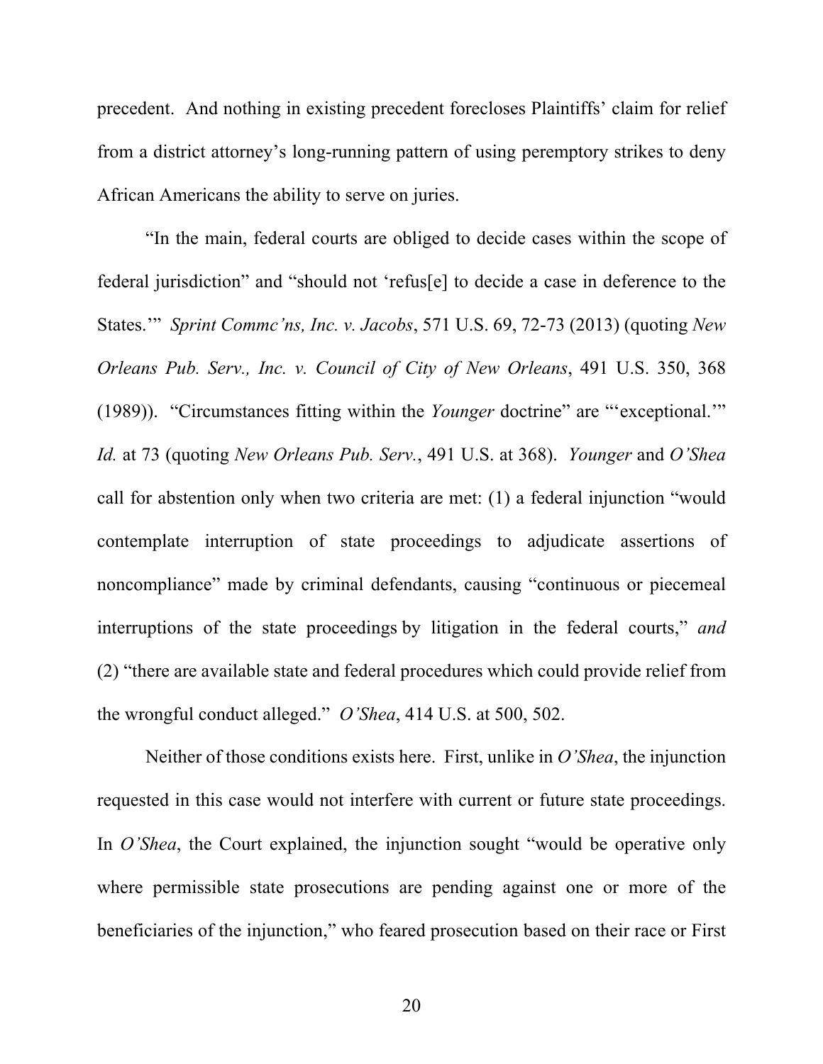precedent. And nothing in existing precedent forecloses Plaintiffs' claim for relief from a district attorney's long-running pattern of using peremptory strikes to deny African Americans the ability to serve on juries.

"In the main, federal courts are obliged to decide cases within the scope of federal jurisdiction" and "should not 'refus[e] to decide a case in deference to the States.'" *Sprint Commc'ns, Inc. v. Jacobs*, 571 U.S. 69, 72-73 (2013) (quoting *New Orleans Pub. Serv., Inc. v. Council of City of New Orleans*, 491 U.S. 350, 368 (1989)). "Circumstances fitting within the *Younger* doctrine" are "'exceptional.'" *Id.* at 73 (quoting *New Orleans Pub. Serv.*, 491 U.S. at 368). *Younger* and *O'Shea* call for abstention only when two criteria are met: (1) a federal injunction "would contemplate interruption of state proceedings to adjudicate assertions of noncompliance" made by criminal defendants, causing "continuous or piecemeal interruptions of the state proceedings by litigation in the federal courts," *and* (2) "there are available state and federal procedures which could provide relief from the wrongful conduct alleged." *O'Shea*, 414 U.S. at 500, 502.

Neither of those conditions exists here. First, unlike in *O'Shea*, the injunction requested in this case would not interfere with current or future state proceedings. In *O'Shea*, the Court explained, the injunction sought "would be operative only where permissible state prosecutions are pending against one or more of the beneficiaries of the injunction," who feared prosecution based on their race or First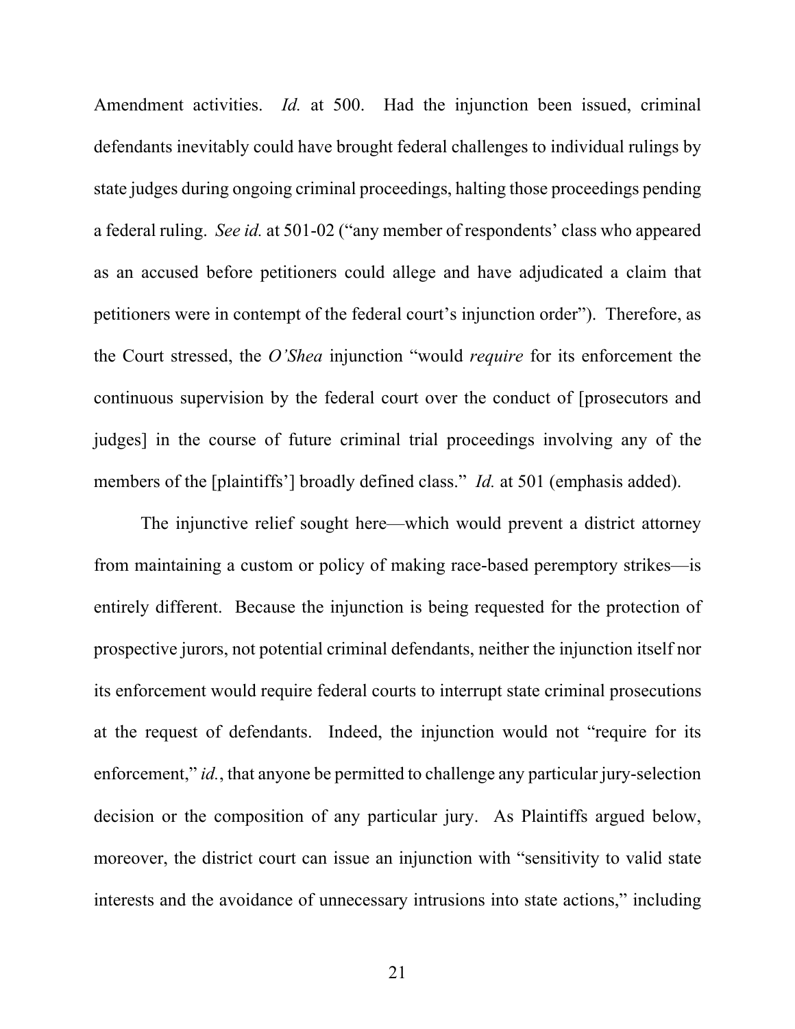Amendment activities. *Id.* at 500. Had the injunction been issued, criminal defendants inevitably could have brought federal challenges to individual rulings by state judges during ongoing criminal proceedings, halting those proceedings pending a federal ruling. *See id.* at 501-02 ("any member of respondents' class who appeared as an accused before petitioners could allege and have adjudicated a claim that petitioners were in contempt of the federal court's injunction order"). Therefore, as the Court stressed, the *O'Shea* injunction "would *require* for its enforcement the continuous supervision by the federal court over the conduct of [prosecutors and judges] in the course of future criminal trial proceedings involving any of the members of the [plaintiffs'] broadly defined class." *Id.* at 501 (emphasis added).

The injunctive relief sought here—which would prevent a district attorney from maintaining a custom or policy of making race-based peremptory strikes—is entirely different. Because the injunction is being requested for the protection of prospective jurors, not potential criminal defendants, neither the injunction itself nor its enforcement would require federal courts to interrupt state criminal prosecutions at the request of defendants. Indeed, the injunction would not "require for its enforcement," *id.*, that anyone be permitted to challenge any particular jury-selection decision or the composition of any particular jury. As Plaintiffs argued below, moreover, the district court can issue an injunction with "sensitivity to valid state interests and the avoidance of unnecessary intrusions into state actions," including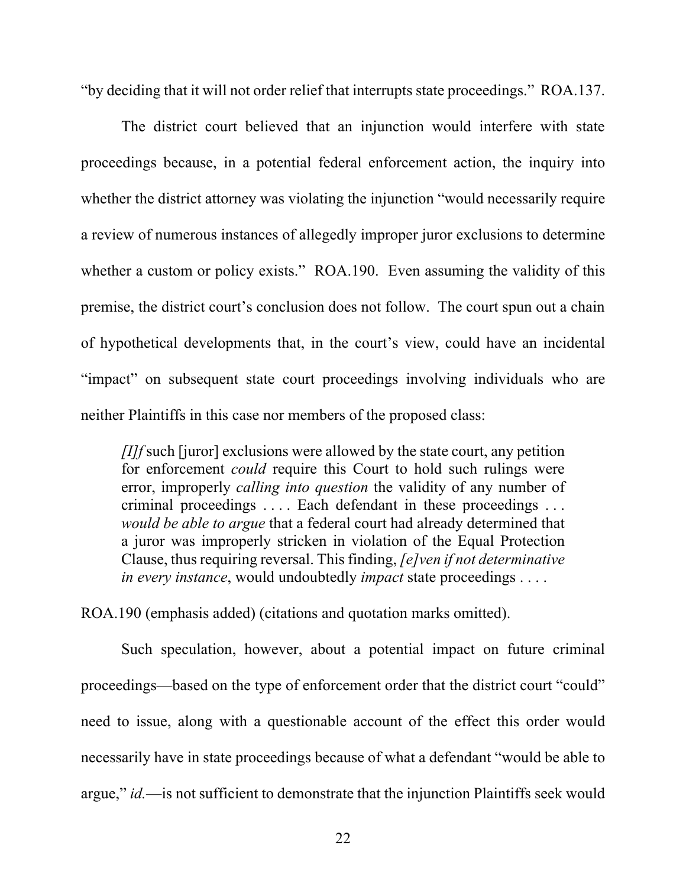"by deciding that it will not order relief that interrupts state proceedings." ROA.137.

The district court believed that an injunction would interfere with state proceedings because, in a potential federal enforcement action, the inquiry into whether the district attorney was violating the injunction "would necessarily require a review of numerous instances of allegedly improper juror exclusions to determine whether a custom or policy exists." ROA.190. Even assuming the validity of this premise, the district court's conclusion does not follow. The court spun out a chain of hypothetical developments that, in the court's view, could have an incidental "impact" on subsequent state court proceedings involving individuals who are neither Plaintiffs in this case nor members of the proposed class:

> *[I]f* such [juror] exclusions were allowed by the state court, any petition for enforcement *could* require this Court to hold such rulings were error, improperly *calling into question* the validity of any number of criminal proceedings . . . . Each defendant in these proceedings . . . *would be able to argue* that a federal court had already determined that a juror was improperly stricken in violation of the Equal Protection Clause, thus requiring reversal. This finding, *[e]ven if not determinative in every instance*, would undoubtedly *impact* state proceedings . . . .

ROA.190 (emphasis added) (citations and quotation marks omitted).

Such speculation, however, about a potential impact on future criminal proceedings—based on the type of enforcement order that the district court "could" need to issue, along with a questionable account of the effect this order would necessarily have in state proceedings because of what a defendant "would be able to argue," *id.*—is not sufficient to demonstrate that the injunction Plaintiffs seek would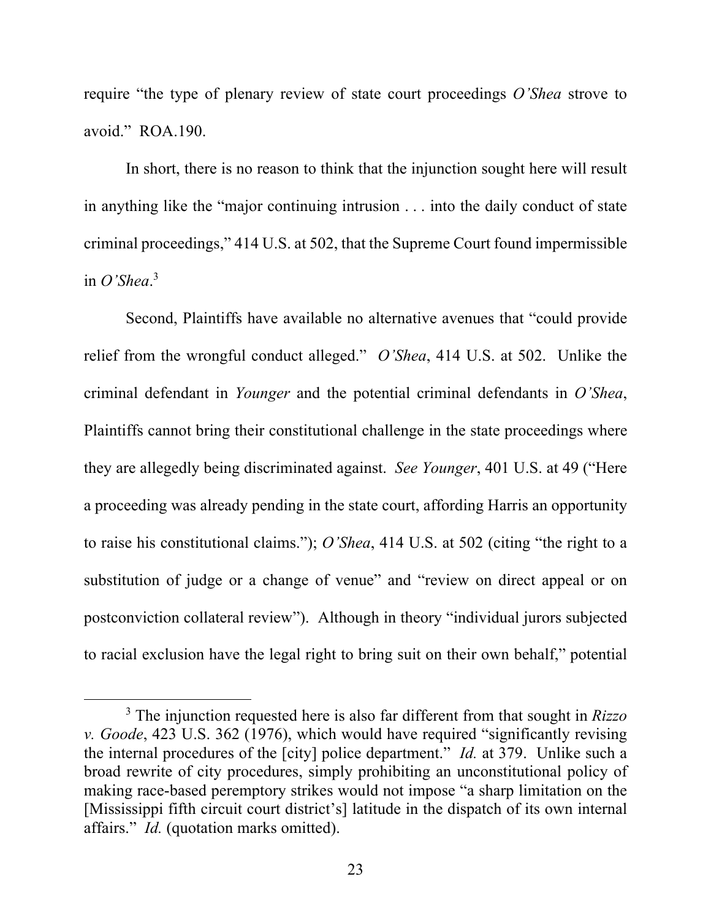require "the type of plenary review of state court proceedings *O'Shea* strove to avoid." ROA.190.

In short, there is no reason to think that the injunction sought here will result in anything like the "major continuing intrusion . . . into the daily conduct of state criminal proceedings," 414 U.S. at 502, that the Supreme Court found impermissible in *O'Shea*.[3]

Second, Plaintiffs have available no alternative avenues that "could provide relief from the wrongful conduct alleged." *O'Shea*, 414 U.S. at 502. Unlike the criminal defendant in *Younger* and the potential criminal defendants in *O'Shea*, Plaintiffs cannot bring their constitutional challenge in the state proceedings where they are allegedly being discriminated against. *See Younger*, 401 U.S. at 49 ("Here a proceeding was already pending in the state court, affording Harris an opportunity to raise his constitutional claims."); *O'Shea*, 414 U.S. at 502 (citing "the right to a substitution of judge or a change of venue" and "review on direct appeal or on postconviction collateral review"). Although in theory "individual jurors subjected to racial exclusion have the legal right to bring suit on their own behalf," potential

---

[3] The injunction requested here is also far different from that sought in *Rizzo v. Goode*, 423 U.S. 362 (1976), which would have required "significantly revising the internal procedures of the [city] police department." *Id.* at 379. Unlike such a broad rewrite of city procedures, simply prohibiting an unconstitutional policy of making race-based peremptory strikes would not impose "a sharp limitation on the [Mississippi fifth circuit court district's] latitude in the dispatch of its own internal affairs." *Id.* (quotation marks omitted).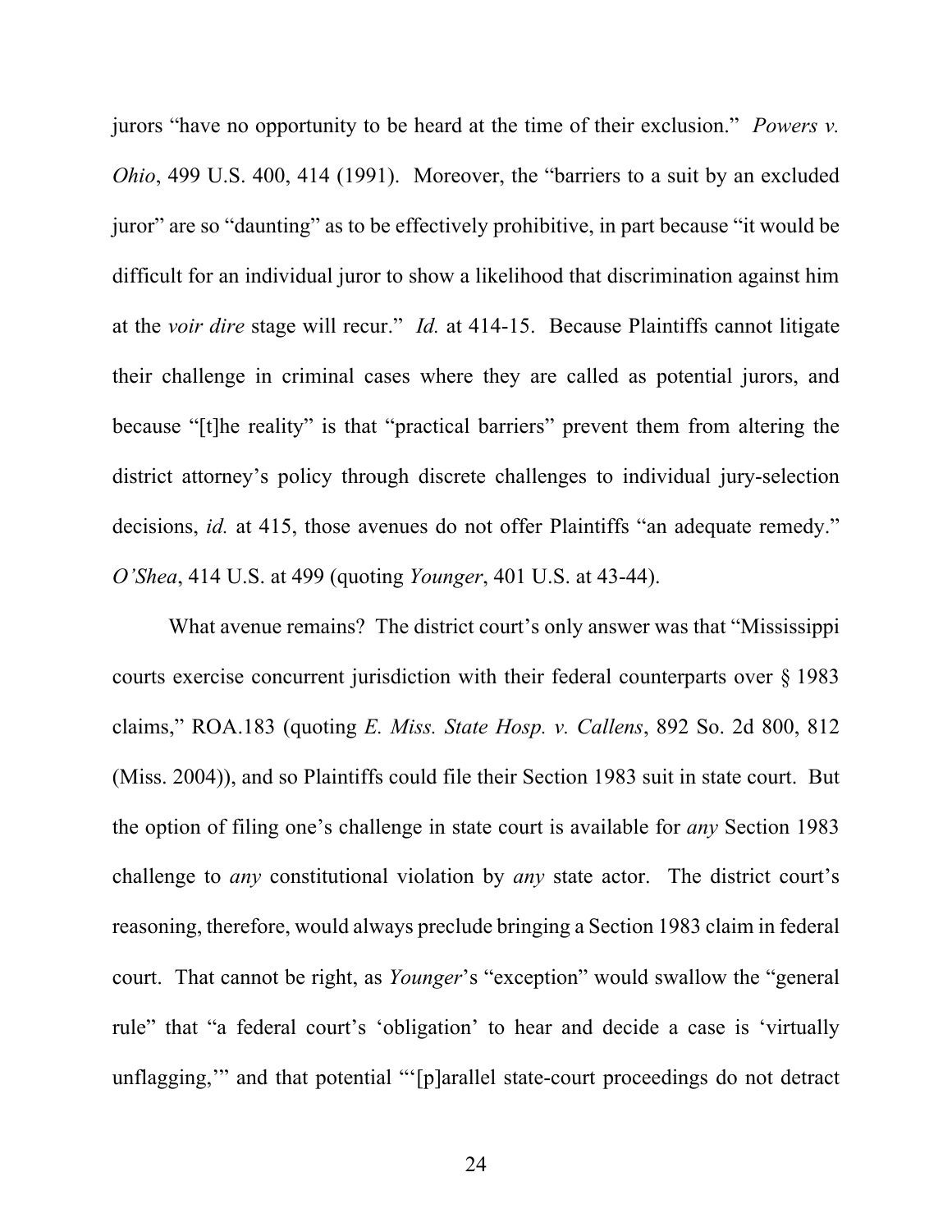jurors "have no opportunity to be heard at the time of their exclusion." *Powers v. Ohio*, 499 U.S. 400, 414 (1991). Moreover, the "barriers to a suit by an excluded juror" are so "daunting" as to be effectively prohibitive, in part because "it would be difficult for an individual juror to show a likelihood that discrimination against him at the *voir dire* stage will recur." *Id.* at 414-15. Because Plaintiffs cannot litigate their challenge in criminal cases where they are called as potential jurors, and because "[t]he reality" is that "practical barriers" prevent them from altering the district attorney's policy through discrete challenges to individual jury-selection decisions, *id.* at 415, those avenues do not offer Plaintiffs "an adequate remedy." *O'Shea*, 414 U.S. at 499 (quoting *Younger*, 401 U.S. at 43-44).

What avenue remains? The district court's only answer was that "Mississippi courts exercise concurrent jurisdiction with their federal counterparts over § 1983 claims," ROA.183 (quoting *E. Miss. State Hosp. v. Callens*, 892 So. 2d 800, 812 (Miss. 2004)), and so Plaintiffs could file their Section 1983 suit in state court. But the option of filing one's challenge in state court is available for *any* Section 1983 challenge to *any* constitutional violation by *any* state actor. The district court's reasoning, therefore, would always preclude bringing a Section 1983 claim in federal court. That cannot be right, as *Younger*'s "exception" would swallow the "general rule" that "a federal court's 'obligation' to hear and decide a case is 'virtually unflagging,'" and that potential "'[p]arallel state-court proceedings do not detract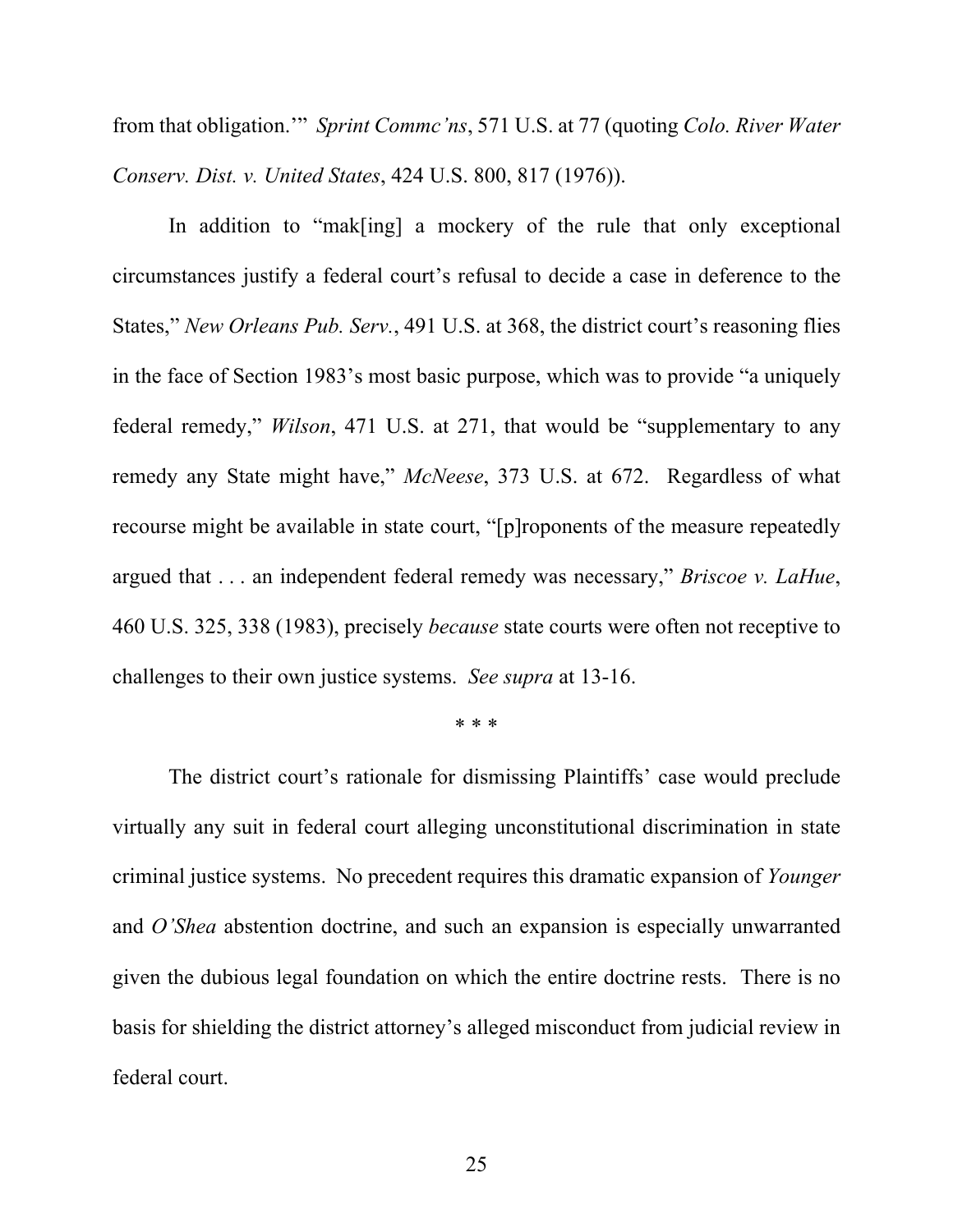from that obligation.'" *Sprint Commc'ns*, 571 U.S. at 77 (quoting *Colo. River Water Conserv. Dist. v. United States*, 424 U.S. 800, 817 (1976)).

In addition to "mak[ing] a mockery of the rule that only exceptional circumstances justify a federal court's refusal to decide a case in deference to the States," *New Orleans Pub. Serv.*, 491 U.S. at 368, the district court's reasoning flies in the face of Section 1983's most basic purpose, which was to provide "a uniquely federal remedy," *Wilson*, 471 U.S. at 271, that would be "supplementary to any remedy any State might have," *McNeese*, 373 U.S. at 672. Regardless of what recourse might be available in state court, "[p]roponents of the measure repeatedly argued that . . . an independent federal remedy was necessary," *Briscoe v. LaHue*, 460 U.S. 325, 338 (1983), precisely *because* state courts were often not receptive to challenges to their own justice systems. *See supra* at 13-16.

\* \* \*

The district court's rationale for dismissing Plaintiffs' case would preclude virtually any suit in federal court alleging unconstitutional discrimination in state criminal justice systems. No precedent requires this dramatic expansion of *Younger* and *O'Shea* abstention doctrine, and such an expansion is especially unwarranted given the dubious legal foundation on which the entire doctrine rests. There is no basis for shielding the district attorney's alleged misconduct from judicial review in federal court.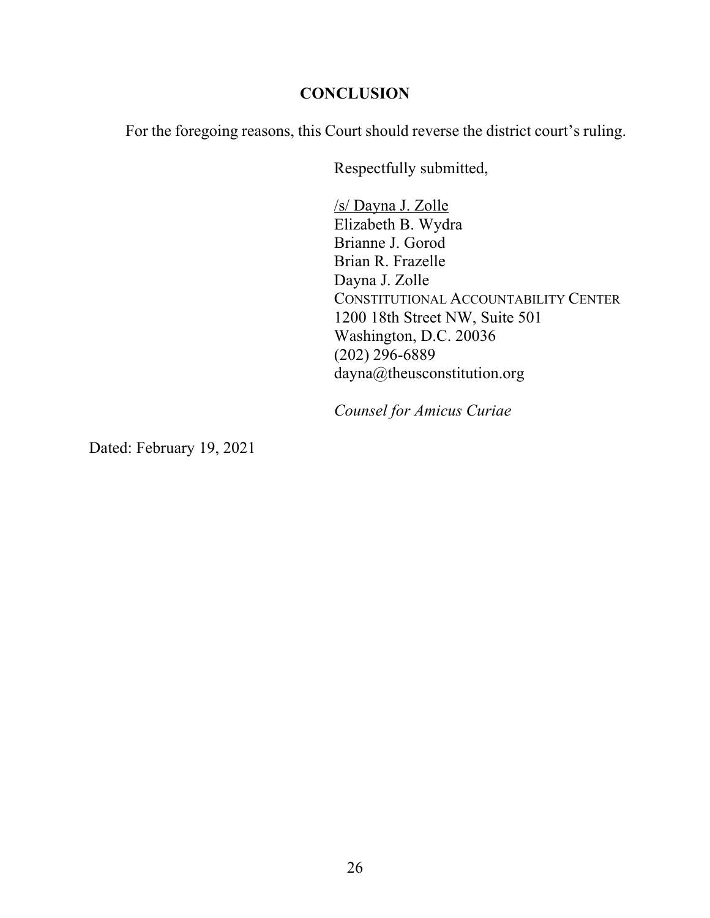## CONCLUSION

For the foregoing reasons, this Court should reverse the district court's ruling.

Respectfully submitted,

/s/ Dayna J. Zolle
Elizabeth B. Wydra
Brianne J. Gorod
Brian R. Frazelle
Dayna J. Zolle
CONSTITUTIONAL ACCOUNTABILITY CENTER
1200 18th Street NW, Suite 501
Washington, D.C. 20036
(202) 296-6889
dayna@theusconstitution.org

*Counsel for Amicus Curiae*

Dated: February 19, 2021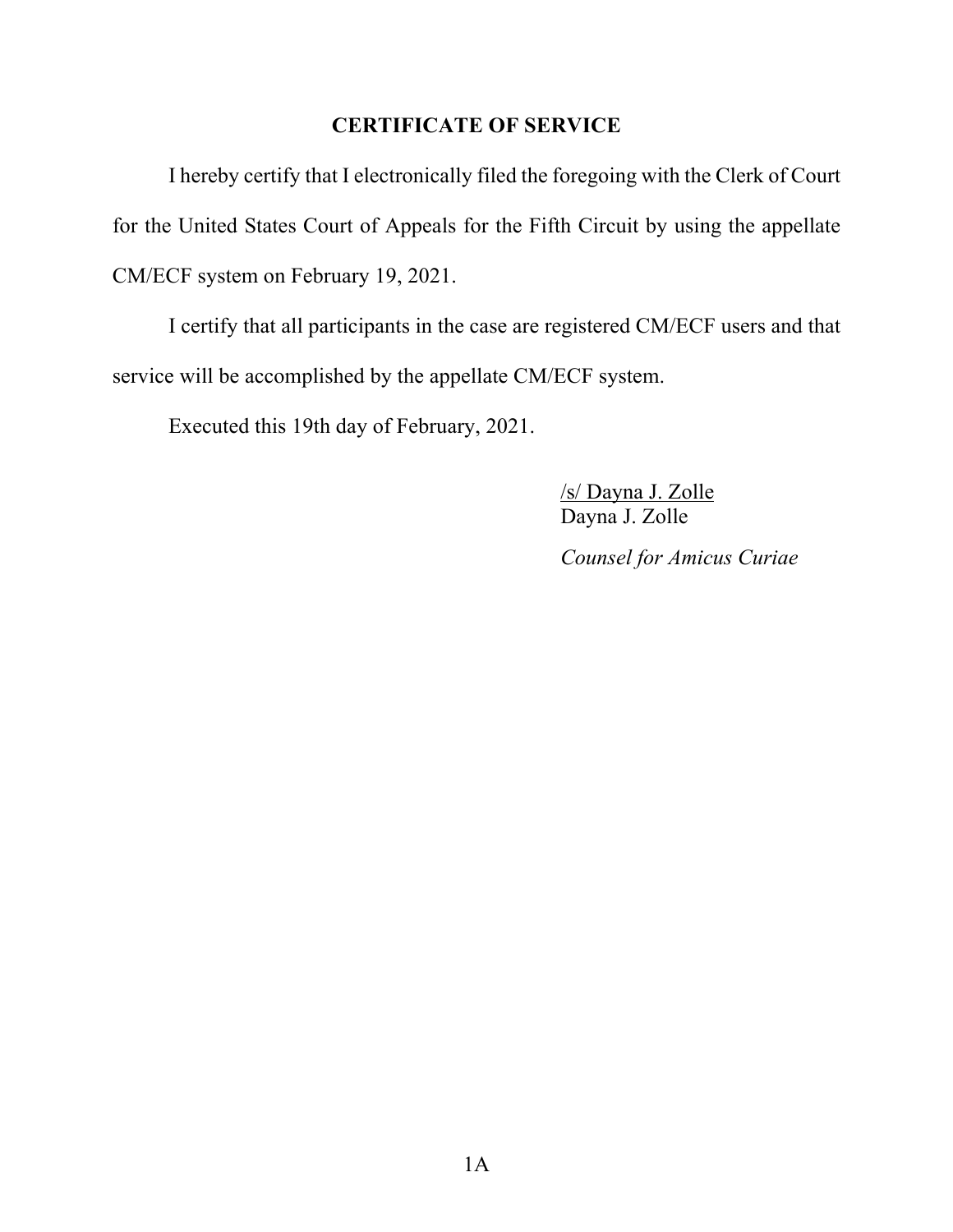## CERTIFICATE OF SERVICE

I hereby certify that I electronically filed the foregoing with the Clerk of Court for the United States Court of Appeals for the Fifth Circuit by using the appellate CM/ECF system on February 19, 2021.

I certify that all participants in the case are registered CM/ECF users and that service will be accomplished by the appellate CM/ECF system.

Executed this 19th day of February, 2021.

/s/ Dayna J. Zolle
Dayna J. Zolle

*Counsel for Amicus Curiae*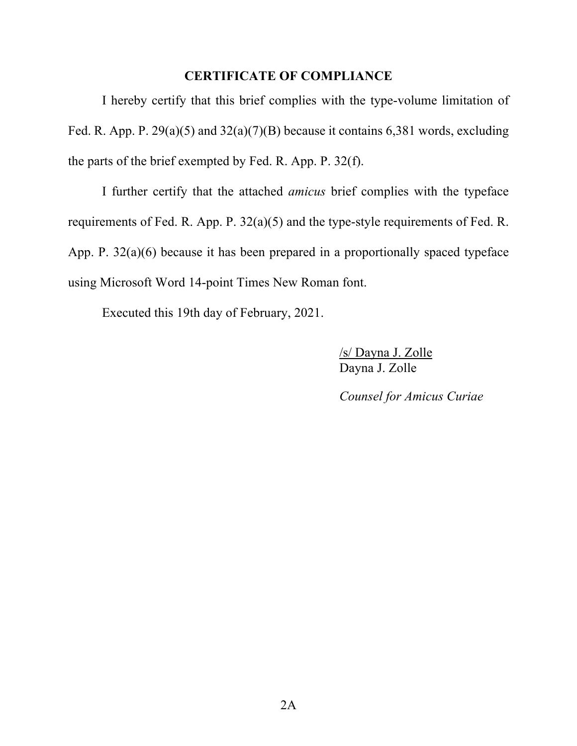## CERTIFICATE OF COMPLIANCE

I hereby certify that this brief complies with the type-volume limitation of Fed. R. App. P. 29(a)(5) and 32(a)(7)(B) because it contains 6,381 words, excluding the parts of the brief exempted by Fed. R. App. P. 32(f).

I further certify that the attached *amicus* brief complies with the typeface requirements of Fed. R. App. P. 32(a)(5) and the type-style requirements of Fed. R. App. P. 32(a)(6) because it has been prepared in a proportionally spaced typeface using Microsoft Word 14-point Times New Roman font.

Executed this 19th day of February, 2021.

/s/ Dayna J. Zolle
Dayna J. Zolle

*Counsel for Amicus Curiae*